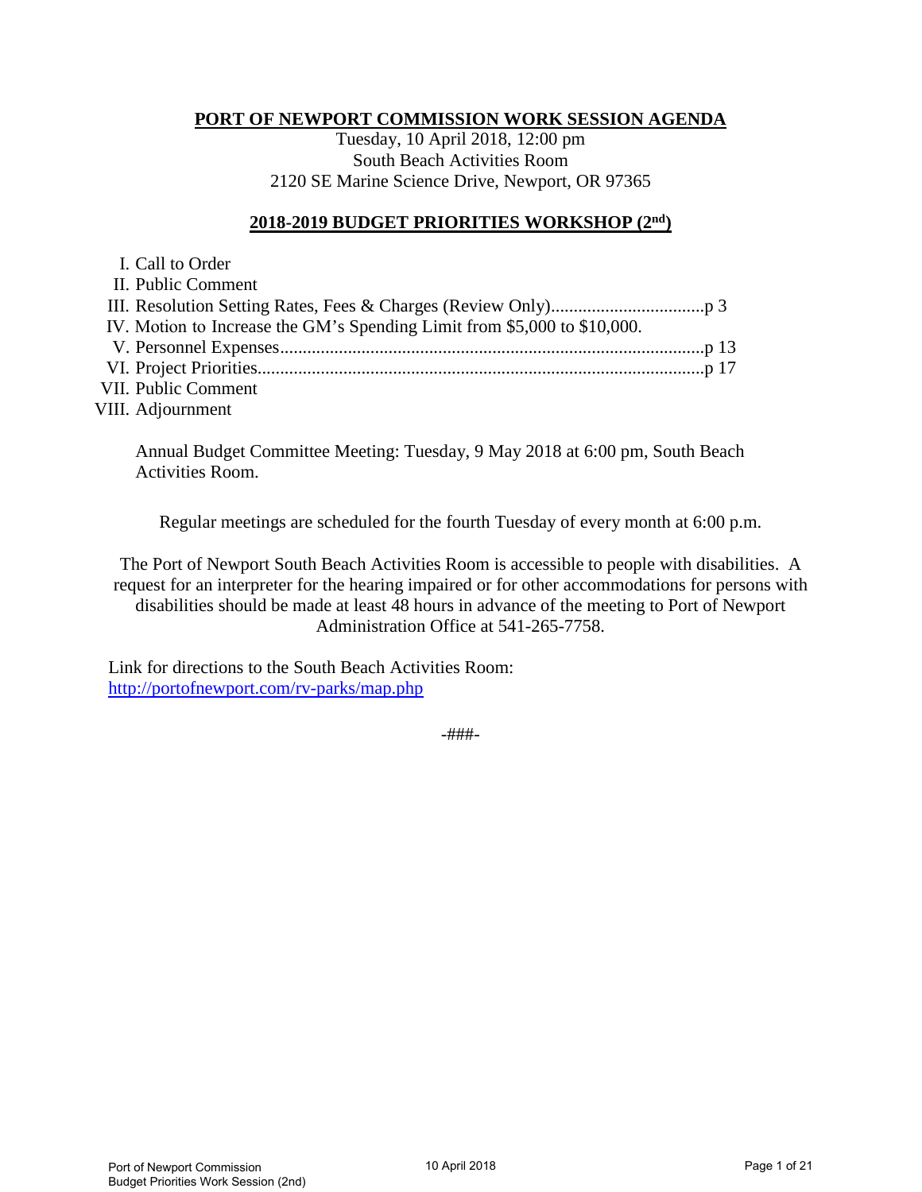# PORT OF NEWPORT COMMISSION WORK SESSION AGENDA

Tuesday, 10 April 2018, 12:00 pm
South Beach Activities Room
2120 SE Marine Science Drive, Newport, OR 97365

## 2018-2019 BUDGET PRIORITIES WORKSHOP (2nd)

I. Call to Order
II. Public Comment
III. Resolution Setting Rates, Fees & Charges (Review Only)..................................p 3
IV. Motion to Increase the GM's Spending Limit from $5,000 to $10,000.
V. Personnel Expenses..............................................................................................p 13
VI. Project Priorities..................................................................................................p 17
VII. Public Comment
VIII. Adjournment

Annual Budget Committee Meeting: Tuesday, 9 May 2018 at 6:00 pm, South Beach Activities Room.

Regular meetings are scheduled for the fourth Tuesday of every month at 6:00 p.m.

The Port of Newport South Beach Activities Room is accessible to people with disabilities. A request for an interpreter for the hearing impaired or for other accommodations for persons with disabilities should be made at least 48 hours in advance of the meeting to Port of Newport Administration Office at 541-265-7758.

Link for directions to the South Beach Activities Room:
http://portofnewport.com/rv-parks/map.php

-###-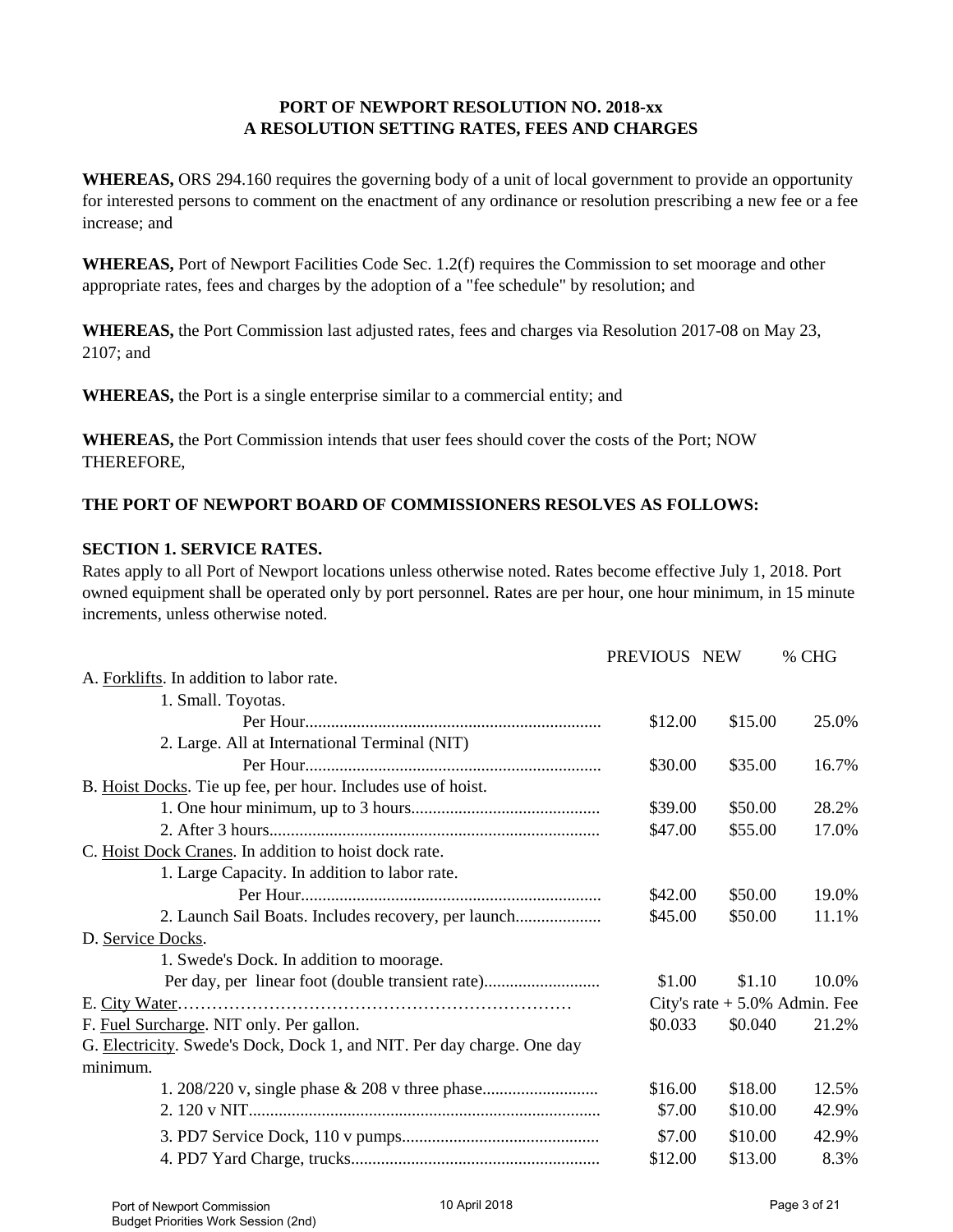**PORT OF NEWPORT RESOLUTION NO. 2018-xx**
**A RESOLUTION SETTING RATES, FEES AND CHARGES**

**WHEREAS,** ORS 294.160 requires the governing body of a unit of local government to provide an opportunity for interested persons to comment on the enactment of any ordinance or resolution prescribing a new fee or a fee increase; and

**WHEREAS,** Port of Newport Facilities Code Sec. 1.2(f) requires the Commission to set moorage and other appropriate rates, fees and charges by the adoption of a "fee schedule" by resolution; and

**WHEREAS,** the Port Commission last adjusted rates, fees and charges via Resolution 2017-08 on May 23, 2107; and

**WHEREAS,** the Port is a single enterprise similar to a commercial entity; and

**WHEREAS,** the Port Commission intends that user fees should cover the costs of the Port; NOW THEREFORE,

**THE PORT OF NEWPORT BOARD OF COMMISSIONERS RESOLVES AS FOLLOWS:**

**SECTION 1. SERVICE RATES.**

Rates apply to all Port of Newport locations unless otherwise noted. Rates become effective July 1, 2018. Port owned equipment shall be operated only by port personnel. Rates are per hour, one hour minimum, in 15 minute increments, unless otherwise noted.

| | PREVIOUS | NEW | % CHG |
|---|---|---|---|
| A. Forklifts. In addition to labor rate. | | | |
| 1. Small. Toyotas. | | | |
| Per Hour | $12.00 | $15.00 | 25.0% |
| 2. Large. All at International Terminal (NIT) | | | |
| Per Hour | $30.00 | $35.00 | 16.7% |
| B. Hoist Docks. Tie up fee, per hour. Includes use of hoist. | | | |
| 1. One hour minimum, up to 3 hours | $39.00 | $50.00 | 28.2% |
| 2. After 3 hours | $47.00 | $55.00 | 17.0% |
| C. Hoist Dock Cranes. In addition to hoist dock rate. | | | |
| 1. Large Capacity. In addition to labor rate. | | | |
| Per Hour | $42.00 | $50.00 | 19.0% |
| 2. Launch Sail Boats. Includes recovery, per launch | $45.00 | $50.00 | 11.1% |
| D. Service Docks. | | | |
| 1. Swede's Dock. In addition to moorage. | | | |
| Per day, per linear foot (double transient rate) | $1.00 | $1.10 | 10.0% |
| E. City Water | City's rate + 5.0% Admin. Fee | | |
| F. Fuel Surcharge. NIT only. Per gallon. | $0.033 | $0.040 | 21.2% |
| G. Electricity. Swede's Dock, Dock 1, and NIT. Per day charge. One day minimum. | | | |
| 1. 208/220 v, single phase & 208 v three phase | $16.00 | $18.00 | 12.5% |
| 2. 120 v NIT | $7.00 | $10.00 | 42.9% |
| 3. PD7 Service Dock, 110 v pumps | $7.00 | $10.00 | 42.9% |
| 4. PD7 Yard Charge, trucks | $12.00 | $13.00 | 8.3% |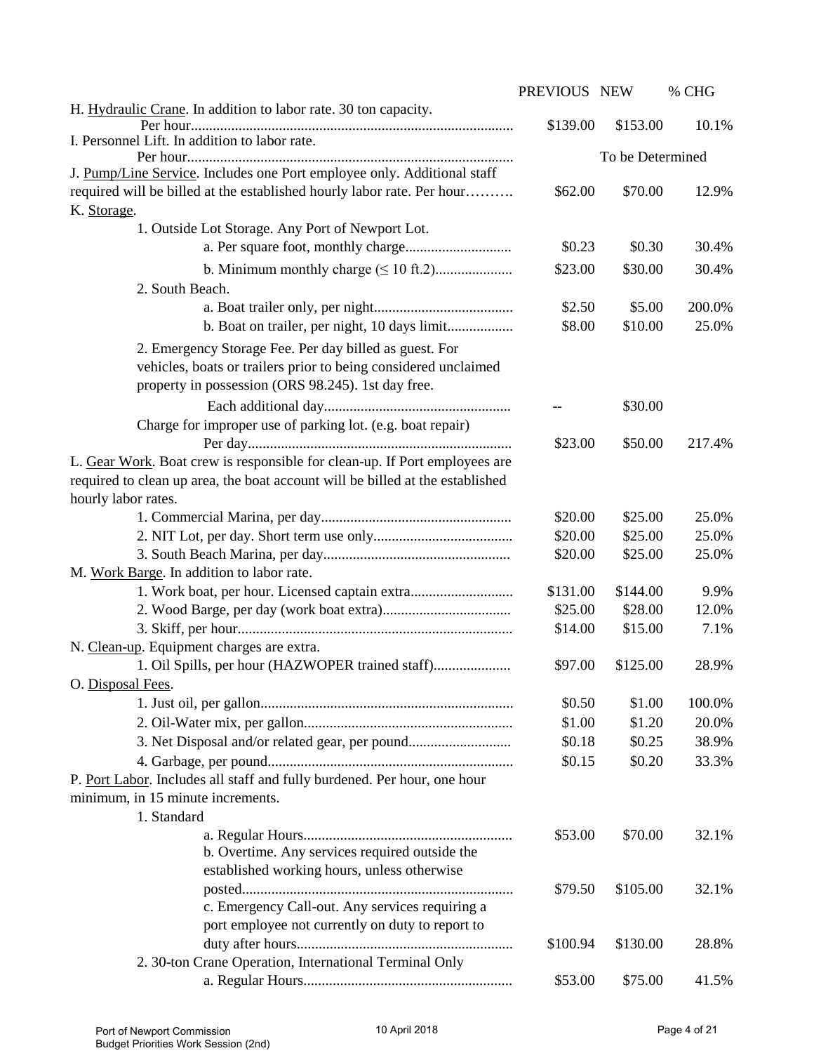| | PREVIOUS | NEW | % CHG |
|---|---|---|---|
| H. Hydraulic Crane. In addition to labor rate. 30 ton capacity. Per hour | $139.00 | $153.00 | 10.1% |
| I. Personnel Lift. In addition to labor rate. Per hour | | To be Determined | |
| J. Pump/Line Service. Includes one Port employee only. Additional staff required will be billed at the established hourly labor rate. Per hour | $62.00 | $70.00 | 12.9% |
| K. Storage. | | | |
| 1. Outside Lot Storage. Any Port of Newport Lot. | | | |
| a. Per square foot, monthly charge | $0.23 | $0.30 | 30.4% |
| b. Minimum monthly charge (≤ 10 ft.2) | $23.00 | $30.00 | 30.4% |
| 2. South Beach. | | | |
| a. Boat trailer only, per night | $2.50 | $5.00 | 200.0% |
| b. Boat on trailer, per night, 10 days limit | $8.00 | $10.00 | 25.0% |
| 2. Emergency Storage Fee. Per day billed as guest. For vehicles, boats or trailers prior to being considered unclaimed property in possession (ORS 98.245). 1st day free. | | | |
| Each additional day | -- | $30.00 | |
| Charge for improper use of parking lot. (e.g. boat repair) Per day | $23.00 | $50.00 | 217.4% |
| L. Gear Work. Boat crew is responsible for clean-up. If Port employees are required to clean up area, the boat account will be billed at the established hourly labor rates. | | | |
| 1. Commercial Marina, per day | $20.00 | $25.00 | 25.0% |
| 2. NIT Lot, per day. Short term use only | $20.00 | $25.00 | 25.0% |
| 3. South Beach Marina, per day | $20.00 | $25.00 | 25.0% |
| M. Work Barge. In addition to labor rate. | | | |
| 1. Work boat, per hour. Licensed captain extra | $131.00 | $144.00 | 9.9% |
| 2. Wood Barge, per day (work boat extra) | $25.00 | $28.00 | 12.0% |
| 3. Skiff, per hour | $14.00 | $15.00 | 7.1% |
| N. Clean-up. Equipment charges are extra. | | | |
| 1. Oil Spills, per hour (HAZWOPER trained staff) | $97.00 | $125.00 | 28.9% |
| O. Disposal Fees. | | | |
| 1. Just oil, per gallon | $0.50 | $1.00 | 100.0% |
| 2. Oil-Water mix, per gallon | $1.00 | $1.20 | 20.0% |
| 3. Net Disposal and/or related gear, per pound | $0.18 | $0.25 | 38.9% |
| 4. Garbage, per pound | $0.15 | $0.20 | 33.3% |
| P. Port Labor. Includes all staff and fully burdened. Per hour, one hour minimum, in 15 minute increments. | | | |
| 1. Standard | | | |
| a. Regular Hours | $53.00 | $70.00 | 32.1% |
| b. Overtime. Any services required outside the established working hours, unless otherwise posted | $79.50 | $105.00 | 32.1% |
| c. Emergency Call-out. Any services requiring a port employee not currently on duty to report to duty after hours | $100.94 | $130.00 | 28.8% |
| 2. 30-ton Crane Operation, International Terminal Only | | | |
| a. Regular Hours | $53.00 | $75.00 | 41.5% |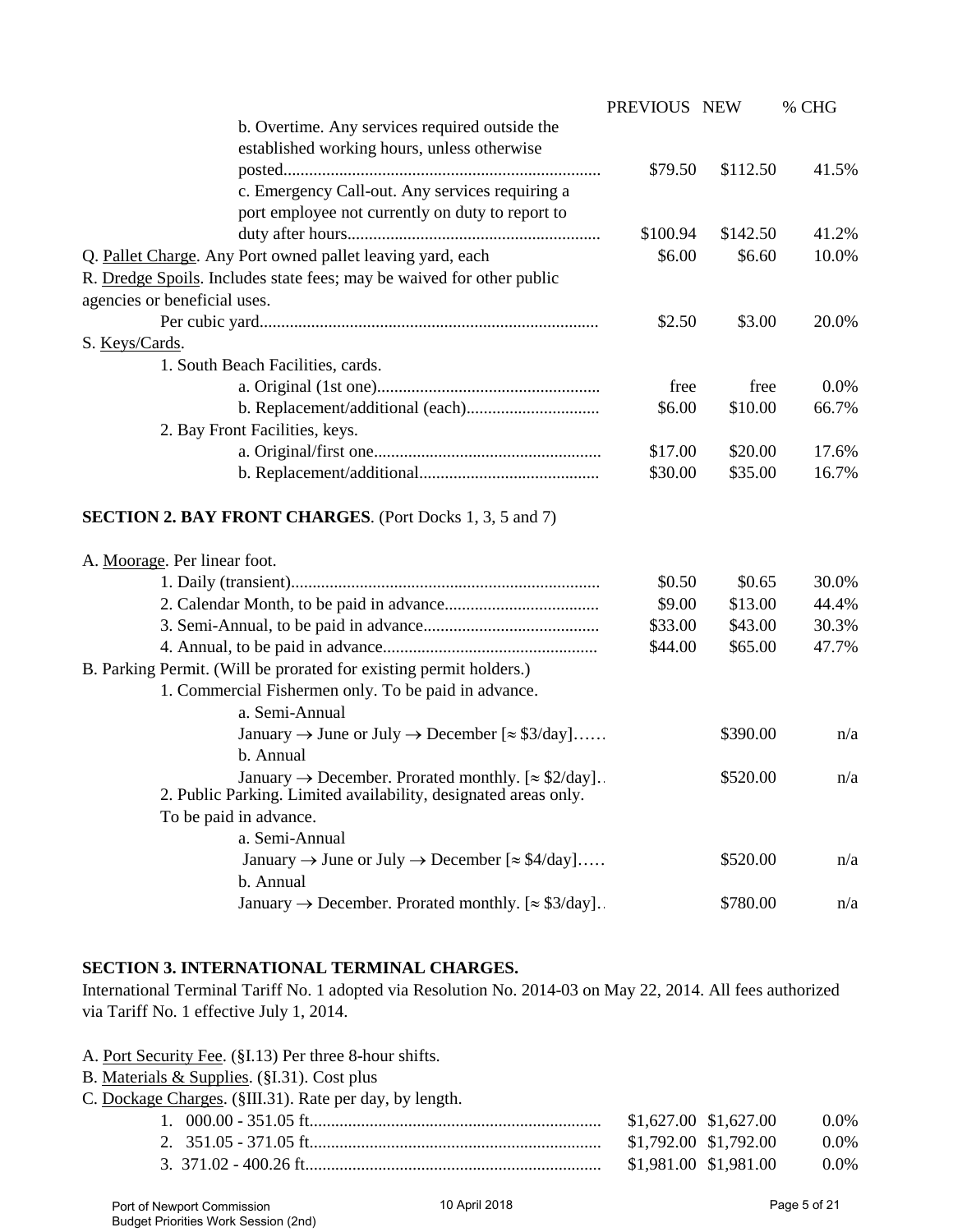| | PREVIOUS | NEW | % CHG |
|---|---|---|---|
| b. Overtime. Any services required outside the established working hours, unless otherwise posted | $79.50 | $112.50 | 41.5% |
| c. Emergency Call-out. Any services requiring a port employee not currently on duty to report to duty after hours | $100.94 | $142.50 | 41.2% |
| Q. Pallet Charge. Any Port owned pallet leaving yard, each | $6.00 | $6.60 | 10.0% |
| R. Dredge Spoils. Includes state fees; may be waived for other public agencies or beneficial uses. | | | |
| Per cubic yard | $2.50 | $3.00 | 20.0% |
| S. Keys/Cards. | | | |
| 1. South Beach Facilities, cards. | | | |
| a. Original (1st one) | free | free | 0.0% |
| b. Replacement/additional (each) | $6.00 | $10.00 | 66.7% |
| 2. Bay Front Facilities, keys. | | | |
| a. Original/first one | $17.00 | $20.00 | 17.6% |
| b. Replacement/additional | $30.00 | $35.00 | 16.7% |

## SECTION 2. BAY FRONT CHARGES. (Port Docks 1, 3, 5 and 7)

| | PREVIOUS | NEW | % CHG |
|---|---|---|---|
| A. Moorage. Per linear foot. | | | |
| 1. Daily (transient) | $0.50 | $0.65 | 30.0% |
| 2. Calendar Month, to be paid in advance | $9.00 | $13.00 | 44.4% |
| 3. Semi-Annual, to be paid in advance | $33.00 | $43.00 | 30.3% |
| 4. Annual, to be paid in advance | $44.00 | $65.00 | 47.7% |
| B. Parking Permit. (Will be prorated for existing permit holders.) | | | |
| 1. Commercial Fishermen only. To be paid in advance. | | | |
| a. Semi-Annual January → June or July → December [≈ $3/day] | | $390.00 | n/a |
| b. Annual January → December. Prorated monthly. [≈ $2/day] | | $520.00 | n/a |
| 2. Public Parking. Limited availability, designated areas only. To be paid in advance. | | | |
| a. Semi-Annual January → June or July → December [≈ $4/day] | | $520.00 | n/a |
| b. Annual January → December. Prorated monthly. [≈ $3/day] | | $780.00 | n/a |

## SECTION 3. INTERNATIONAL TERMINAL CHARGES.

International Terminal Tariff No. 1 adopted via Resolution No. 2014-03 on May 22, 2014. All fees authorized via Tariff No. 1 effective July 1, 2014.

A. Port Security Fee. (§I.13) Per three 8-hour shifts.
B. Materials & Supplies. (§I.31). Cost plus
C. Dockage Charges. (§III.31). Rate per day, by length.

| | PREVIOUS | NEW | % CHG |
|---|---|---|---|
| 1. 000.00 - 351.05 ft. | $1,627.00 | $1,627.00 | 0.0% |
| 2. 351.05 - 371.05 ft. | $1,792.00 | $1,792.00 | 0.0% |
| 3. 371.02 - 400.26 ft. | $1,981.00 | $1,981.00 | 0.0% |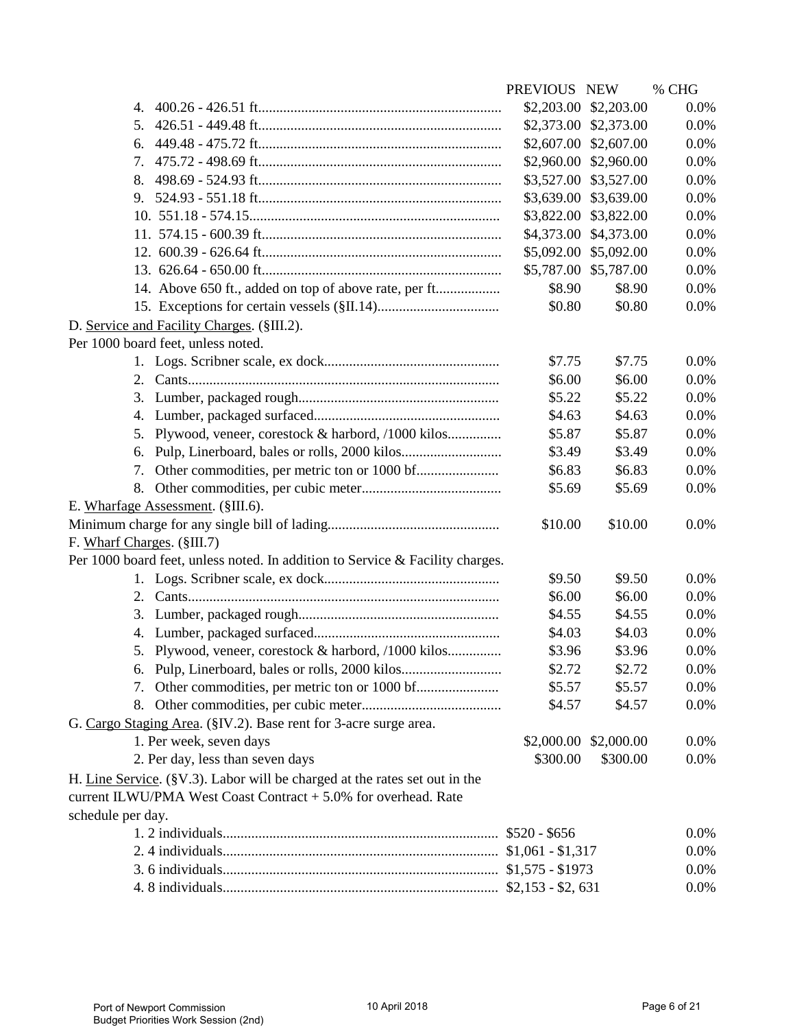| | PREVIOUS | NEW | % CHG |
|---|---|---|---|
| 4. 400.26 - 426.51 ft. | $2,203.00 | $2,203.00 | 0.0% |
| 5. 426.51 - 449.48 ft. | $2,373.00 | $2,373.00 | 0.0% |
| 6. 449.48 - 475.72 ft. | $2,607.00 | $2,607.00 | 0.0% |
| 7. 475.72 - 498.69 ft. | $2,960.00 | $2,960.00 | 0.0% |
| 8. 498.69 - 524.93 ft. | $3,527.00 | $3,527.00 | 0.0% |
| 9. 524.93 - 551.18 ft. | $3,639.00 | $3,639.00 | 0.0% |
| 10. 551.18 - 574.15. | $3,822.00 | $3,822.00 | 0.0% |
| 11. 574.15 - 600.39 ft. | $4,373.00 | $4,373.00 | 0.0% |
| 12. 600.39 - 626.64 ft. | $5,092.00 | $5,092.00 | 0.0% |
| 13. 626.64 - 650.00 ft. | $5,787.00 | $5,787.00 | 0.0% |
| 14. Above 650 ft., added on top of above rate, per ft. | $8.90 | $8.90 | 0.0% |
| 15. Exceptions for certain vessels (§II.14) | $0.80 | $0.80 | 0.0% |
| D. <u>Service and Facility Charges</u>. (§III.2). | | | |
| Per 1000 board feet, unless noted. | | | |
| 1. Logs. Scribner scale, ex dock | $7.75 | $7.75 | 0.0% |
| 2. Cants | $6.00 | $6.00 | 0.0% |
| 3. Lumber, packaged rough | $5.22 | $5.22 | 0.0% |
| 4. Lumber, packaged surfaced | $4.63 | $4.63 | 0.0% |
| 5. Plywood, veneer, corestock & harbord, /1000 kilos | $5.87 | $5.87 | 0.0% |
| 6. Pulp, Linerboard, bales or rolls, 2000 kilos | $3.49 | $3.49 | 0.0% |
| 7. Other commodities, per metric ton or 1000 bf | $6.83 | $6.83 | 0.0% |
| 8. Other commodities, per cubic meter | $5.69 | $5.69 | 0.0% |
| E. <u>Wharfage Assessment</u>. (§III.6). | | | |
| Minimum charge for any single bill of lading | $10.00 | $10.00 | 0.0% |
| F. <u>Wharf Charges</u>. (§III.7) | | | |
| Per 1000 board feet, unless noted. In addition to Service & Facility charges. | | | |
| 1. Logs. Scribner scale, ex dock | $9.50 | $9.50 | 0.0% |
| 2. Cants | $6.00 | $6.00 | 0.0% |
| 3. Lumber, packaged rough | $4.55 | $4.55 | 0.0% |
| 4. Lumber, packaged surfaced | $4.03 | $4.03 | 0.0% |
| 5. Plywood, veneer, corestock & harbord, /1000 kilos | $3.96 | $3.96 | 0.0% |
| 6. Pulp, Linerboard, bales or rolls, 2000 kilos | $2.72 | $2.72 | 0.0% |
| 7. Other commodities, per metric ton or 1000 bf | $5.57 | $5.57 | 0.0% |
| 8. Other commodities, per cubic meter | $4.57 | $4.57 | 0.0% |
| G. <u>Cargo Staging Area</u>. (§IV.2). Base rent for 3-acre surge area. | | | |
| 1. Per week, seven days | $2,000.00 | $2,000.00 | 0.0% |
| 2. Per day, less than seven days | $300.00 | $300.00 | 0.0% |
| H. <u>Line Service</u>. (§V.3). Labor will be charged at the rates set out in the current ILWU/PMA West Coast Contract + 5.0% for overhead. Rate schedule per day. | | | |
| 1. 2 individuals | $520 - $656 | | 0.0% |
| 2. 4 individuals | $1,061 - $1,317 | | 0.0% |
| 3. 6 individuals | $1,575 - $1973 | | 0.0% |
| 4. 8 individuals | $2,153 - $2, 631 | | 0.0% |

Port of Newport Commission
Budget Priorities Work Session (2nd) 10 April 2018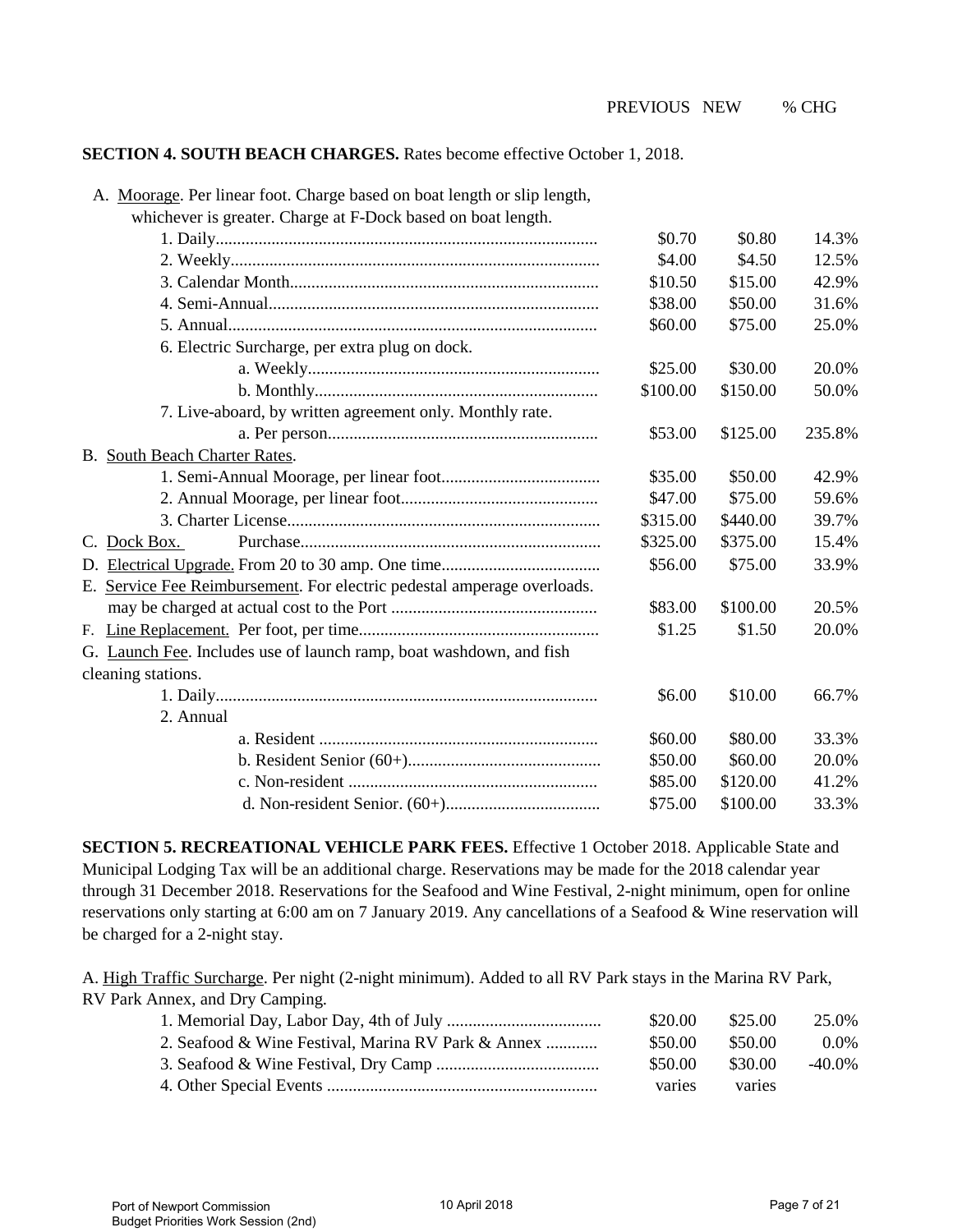**SECTION 4. SOUTH BEACH CHARGES.** Rates become effective October 1, 2018.

| | PREVIOUS | NEW | % CHG |
|---|---|---|---|
| A. Moorage. Per linear foot. Charge based on boat length or slip length, whichever is greater. Charge at F-Dock based on boat length. | | | |
| 1. Daily | $0.70 | $0.80 | 14.3% |
| 2. Weekly | $4.00 | $4.50 | 12.5% |
| 3. Calendar Month | $10.50 | $15.00 | 42.9% |
| 4. Semi-Annual | $38.00 | $50.00 | 31.6% |
| 5. Annual | $60.00 | $75.00 | 25.0% |
| 6. Electric Surcharge, per extra plug on dock. | | | |
| a. Weekly | $25.00 | $30.00 | 20.0% |
| b. Monthly | $100.00 | $150.00 | 50.0% |
| 7. Live-aboard, by written agreement only. Monthly rate. | | | |
| a. Per person | $53.00 | $125.00 | 235.8% |
| B. South Beach Charter Rates. | | | |
| 1. Semi-Annual Moorage, per linear foot | $35.00 | $50.00 | 42.9% |
| 2. Annual Moorage, per linear foot | $47.00 | $75.00 | 59.6% |
| 3. Charter License | $315.00 | $440.00 | 39.7% |
| C. Dock Box. Purchase | $325.00 | $375.00 | 15.4% |
| D. Electrical Upgrade. From 20 to 30 amp. One time | $56.00 | $75.00 | 33.9% |
| E. Service Fee Reimbursement. For electric pedestal amperage overloads. may be charged at actual cost to the Port | $83.00 | $100.00 | 20.5% |
| F. Line Replacement. Per foot, per time | $1.25 | $1.50 | 20.0% |
| G. Launch Fee. Includes use of launch ramp, boat washdown, and fish cleaning stations. | | | |
| 1. Daily | $6.00 | $10.00 | 66.7% |
| 2. Annual | | | |
| a. Resident | $60.00 | $80.00 | 33.3% |
| b. Resident Senior (60+) | $50.00 | $60.00 | 20.0% |
| c. Non-resident | $85.00 | $120.00 | 41.2% |
| d. Non-resident Senior. (60+) | $75.00 | $100.00 | 33.3% |

**SECTION 5. RECREATIONAL VEHICLE PARK FEES.** Effective 1 October 2018. Applicable State and Municipal Lodging Tax will be an additional charge. Reservations may be made for the 2018 calendar year through 31 December 2018. Reservations for the Seafood and Wine Festival, 2-night minimum, open for online reservations only starting at 6:00 am on 7 January 2019. Any cancellations of a Seafood & Wine reservation will be charged for a 2-night stay.

A. High Traffic Surcharge. Per night (2-night minimum). Added to all RV Park stays in the Marina RV Park, RV Park Annex, and Dry Camping.

| | PREVIOUS | NEW | % CHG |
|---|---|---|---|
| 1. Memorial Day, Labor Day, 4th of July | $20.00 | $25.00 | 25.0% |
| 2. Seafood & Wine Festival, Marina RV Park & Annex | $50.00 | $50.00 | 0.0% |
| 3. Seafood & Wine Festival, Dry Camp | $50.00 | $30.00 | -40.0% |
| 4. Other Special Events | varies | varies | |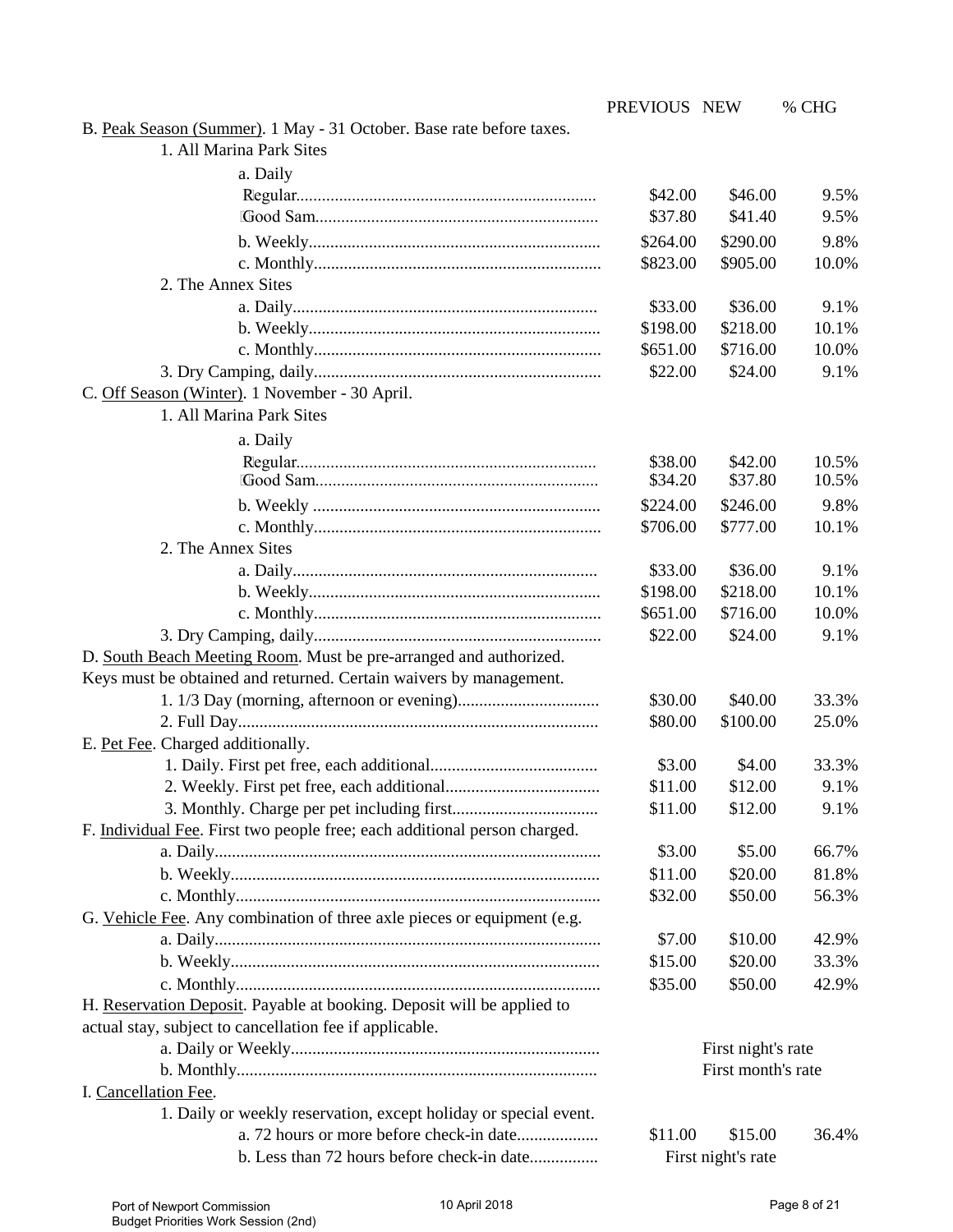| | PREVIOUS | NEW | % CHG |
|---|---|---|---|
| B. Peak Season (Summer). 1 May - 31 October. Base rate before taxes. | | | |
| 1. All Marina Park Sites | | | |
| a. Daily | | | |
| Regular | $42.00 | $46.00 | 9.5% |
| Good Sam | $37.80 | $41.40 | 9.5% |
| b. Weekly | $264.00 | $290.00 | 9.8% |
| c. Monthly | $823.00 | $905.00 | 10.0% |
| 2. The Annex Sites | | | |
| a. Daily | $33.00 | $36.00 | 9.1% |
| b. Weekly | $198.00 | $218.00 | 10.1% |
| c. Monthly | $651.00 | $716.00 | 10.0% |
| 3. Dry Camping, daily | $22.00 | $24.00 | 9.1% |
| C. Off Season (Winter). 1 November - 30 April. | | | |
| 1. All Marina Park Sites | | | |
| a. Daily | | | |
| Regular | $38.00 | $42.00 | 10.5% |
| Good Sam | $34.20 | $37.80 | 10.5% |
| b. Weekly | $224.00 | $246.00 | 9.8% |
| c. Monthly | $706.00 | $777.00 | 10.1% |
| 2. The Annex Sites | | | |
| a. Daily | $33.00 | $36.00 | 9.1% |
| b. Weekly | $198.00 | $218.00 | 10.1% |
| c. Monthly | $651.00 | $716.00 | 10.0% |
| 3. Dry Camping, daily | $22.00 | $24.00 | 9.1% |
| D. South Beach Meeting Room. Must be pre-arranged and authorized. Keys must be obtained and returned. Certain waivers by management. | | | |
| 1. 1/3 Day (morning, afternoon or evening) | $30.00 | $40.00 | 33.3% |
| 2. Full Day | $80.00 | $100.00 | 25.0% |
| E. Pet Fee. Charged additionally. | | | |
| 1. Daily. First pet free, each additional | $3.00 | $4.00 | 33.3% |
| 2. Weekly. First pet free, each additional | $11.00 | $12.00 | 9.1% |
| 3. Monthly. Charge per pet including first | $11.00 | $12.00 | 9.1% |
| F. Individual Fee. First two people free; each additional person charged. | | | |
| a. Daily | $3.00 | $5.00 | 66.7% |
| b. Weekly | $11.00 | $20.00 | 81.8% |
| c. Monthly | $32.00 | $50.00 | 56.3% |
| G. Vehicle Fee. Any combination of three axle pieces or equipment (e.g. | | | |
| a. Daily | $7.00 | $10.00 | 42.9% |
| b. Weekly | $15.00 | $20.00 | 33.3% |
| c. Monthly | $35.00 | $50.00 | 42.9% |
| H. Reservation Deposit. Payable at booking. Deposit will be applied to actual stay, subject to cancellation fee if applicable. | | | |
| a. Daily or Weekly | | First night's rate | |
| b. Monthly | | First month's rate | |
| I. Cancellation Fee. | | | |
| 1. Daily or weekly reservation, except holiday or special event. | | | |
| a. 72 hours or more before check-in date | $11.00 | $15.00 | 36.4% |
| b. Less than 72 hours before check-in date | | First night's rate | |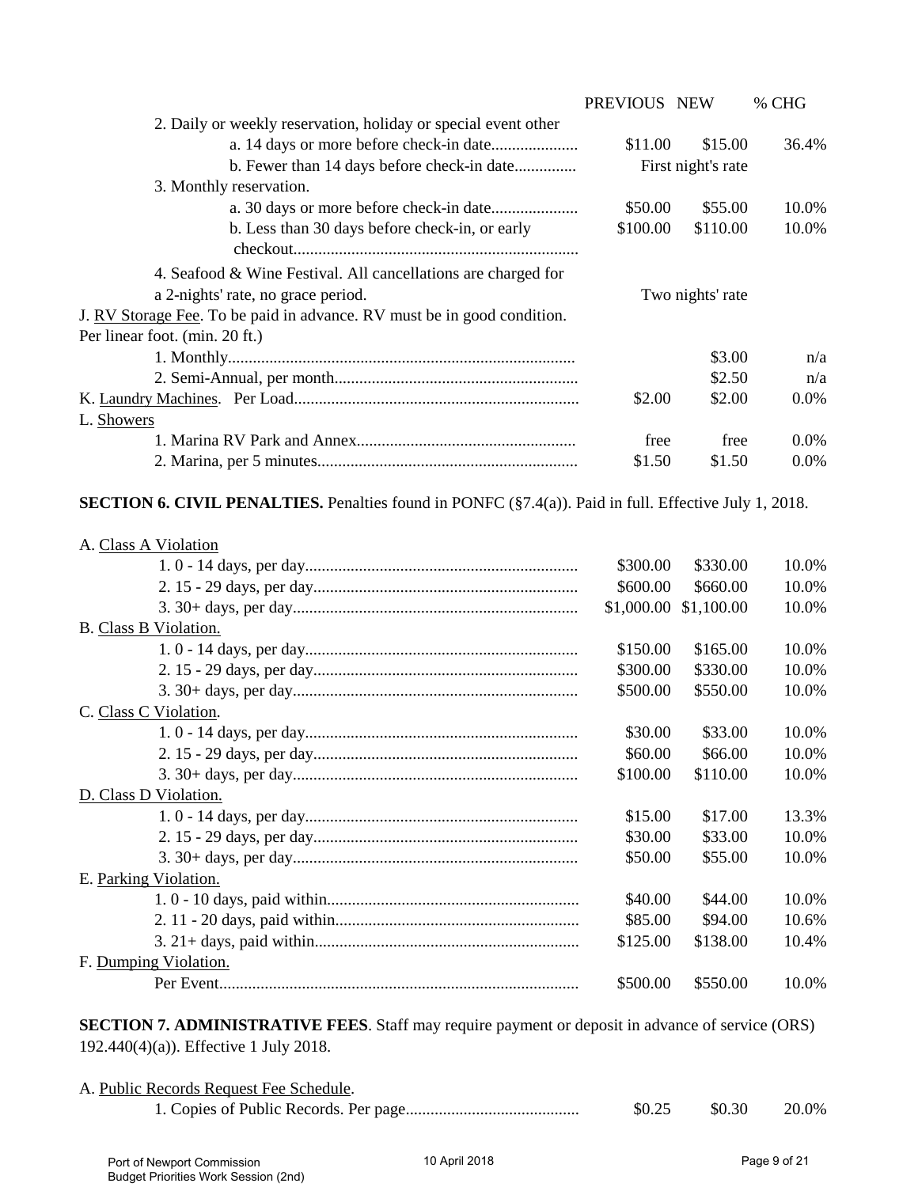| | PREVIOUS | NEW | % CHG |
|---|---|---|---|
| 2. Daily or weekly reservation, holiday or special event other | | | |
| a. 14 days or more before check-in date | $11.00 | $15.00 | 36.4% |
| b. Fewer than 14 days before check-in date | | First night's rate | |
| 3. Monthly reservation. | | | |
| a. 30 days or more before check-in date | $50.00 | $55.00 | 10.0% |
| b. Less than 30 days before check-in, or early checkout | $100.00 | $110.00 | 10.0% |
| 4. Seafood & Wine Festival. All cancellations are charged for a 2-nights' rate, no grace period. | | Two nights' rate | |
| J. RV Storage Fee. To be paid in advance. RV must be in good condition. Per linear foot. (min. 20 ft.) | | | |
| 1. Monthly | | $3.00 | n/a |
| 2. Semi-Annual, per month | | $2.50 | n/a |
| K. Laundry Machines. Per Load | $2.00 | $2.00 | 0.0% |
| L. Showers | | | |
| 1. Marina RV Park and Annex | free | free | 0.0% |
| 2. Marina, per 5 minutes | $1.50 | $1.50 | 0.0% |

**SECTION 6. CIVIL PENALTIES.** Penalties found in PONFC (§7.4(a)). Paid in full. Effective July 1, 2018.

| | PREVIOUS | NEW | % CHG |
|---|---|---|---|
| A. Class A Violation | | | |
| 1. 0 - 14 days, per day | $300.00 | $330.00 | 10.0% |
| 2. 15 - 29 days, per day | $600.00 | $660.00 | 10.0% |
| 3. 30+ days, per day | $1,000.00 | $1,100.00 | 10.0% |
| B. Class B Violation. | | | |
| 1. 0 - 14 days, per day | $150.00 | $165.00 | 10.0% |
| 2. 15 - 29 days, per day | $300.00 | $330.00 | 10.0% |
| 3. 30+ days, per day | $500.00 | $550.00 | 10.0% |
| C. Class C Violation. | | | |
| 1. 0 - 14 days, per day | $30.00 | $33.00 | 10.0% |
| 2. 15 - 29 days, per day | $60.00 | $66.00 | 10.0% |
| 3. 30+ days, per day | $100.00 | $110.00 | 10.0% |
| D. Class D Violation. | | | |
| 1. 0 - 14 days, per day | $15.00 | $17.00 | 13.3% |
| 2. 15 - 29 days, per day | $30.00 | $33.00 | 10.0% |
| 3. 30+ days, per day | $50.00 | $55.00 | 10.0% |
| E. Parking Violation. | | | |
| 1. 0 - 10 days, paid within | $40.00 | $44.00 | 10.0% |
| 2. 11 - 20 days, paid within | $85.00 | $94.00 | 10.6% |
| 3. 21+ days, paid within | $125.00 | $138.00 | 10.4% |
| F. Dumping Violation. | | | |
| Per Event | $500.00 | $550.00 | 10.0% |

**SECTION 7. ADMINISTRATIVE FEES**. Staff may require payment or deposit in advance of service (ORS) 192.440(4)(a)). Effective 1 July 2018.

| | PREVIOUS | NEW | % CHG |
|---|---|---|---|
| A. Public Records Request Fee Schedule. | | | |
| 1. Copies of Public Records. Per page | $0.25 | $0.30 | 20.0% |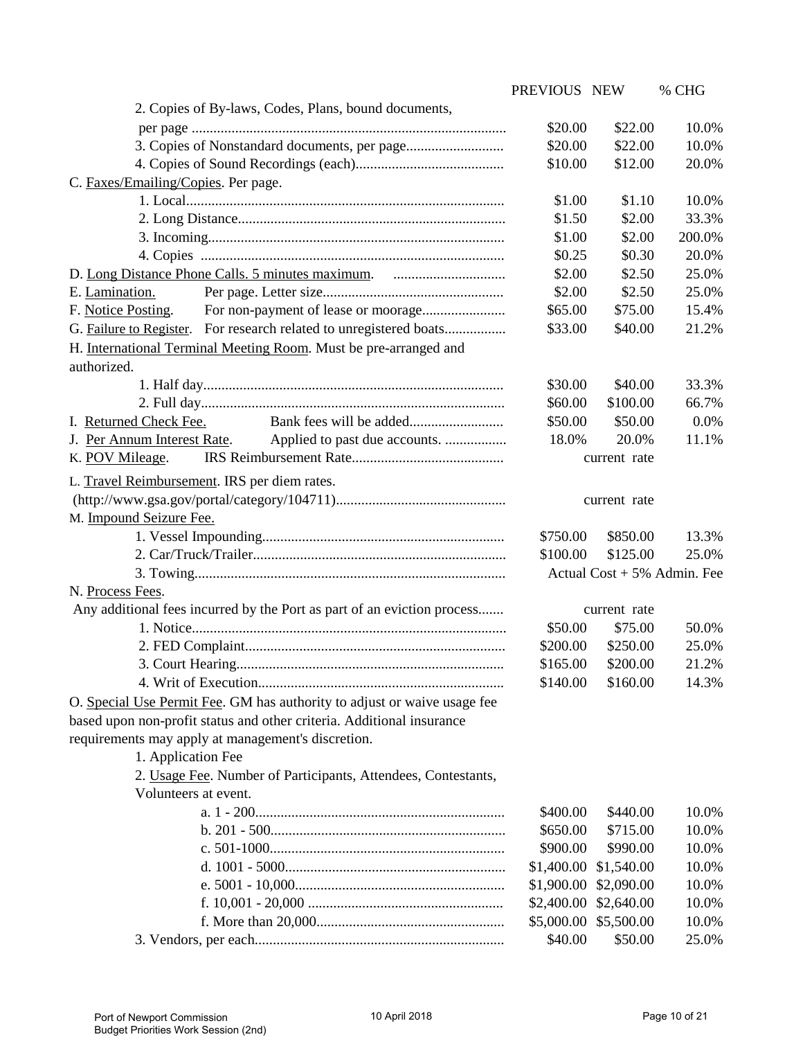| | PREVIOUS | NEW | % CHG |
|---|---|---|---|
| 2. Copies of By-laws, Codes, Plans, bound documents, per page | $20.00 | $22.00 | 10.0% |
| 3. Copies of Nonstandard documents, per page | $20.00 | $22.00 | 10.0% |
| 4. Copies of Sound Recordings (each) | $10.00 | $12.00 | 20.0% |
| C. Faxes/Emailing/Copies. Per page. | | | |
| 1. Local | $1.00 | $1.10 | 10.0% |
| 2. Long Distance | $1.50 | $2.00 | 33.3% |
| 3. Incoming | $1.00 | $2.00 | 200.0% |
| 4. Copies | $0.25 | $0.30 | 20.0% |
| D. Long Distance Phone Calls. 5 minutes maximum. | $2.00 | $2.50 | 25.0% |
| E. Lamination. Per page. Letter size | $2.00 | $2.50 | 25.0% |
| F. Notice Posting. For non-payment of lease or moorage | $65.00 | $75.00 | 15.4% |
| G. Failure to Register. For research related to unregistered boats | $33.00 | $40.00 | 21.2% |
| H. International Terminal Meeting Room. Must be pre-arranged and authorized. | | | |
| 1. Half day | $30.00 | $40.00 | 33.3% |
| 2. Full day | $60.00 | $100.00 | 66.7% |
| I. Returned Check Fee. Bank fees will be added | $50.00 | $50.00 | 0.0% |
| J. Per Annum Interest Rate. Applied to past due accounts. | 18.0% | 20.0% | 11.1% |
| K. POV Mileage. IRS Reimbursement Rate | | current rate | |
| L. Travel Reimbursement. IRS per diem rates. (http://www.gsa.gov/portal/category/104711) | | current rate | |
| M. Impound Seizure Fee. | | | |
| 1. Vessel Impounding | $750.00 | $850.00 | 13.3% |
| 2. Car/Truck/Trailer | $100.00 | $125.00 | 25.0% |
| 3. Towing | Actual Cost + 5% Admin. Fee | | |
| N. Process Fees. | | | |
| Any additional fees incurred by the Port as part of an eviction process | | current rate | |
| 1. Notice | $50.00 | $75.00 | 50.0% |
| 2. FED Complaint | $200.00 | $250.00 | 25.0% |
| 3. Court Hearing | $165.00 | $200.00 | 21.2% |
| 4. Writ of Execution | $140.00 | $160.00 | 14.3% |
| O. Special Use Permit Fee. GM has authority to adjust or waive usage fee based upon non-profit status and other criteria. Additional insurance requirements may apply at management's discretion. | | | |
| 1. Application Fee | | | |
| 2. Usage Fee. Number of Participants, Attendees, Contestants, Volunteers at event. | | | |
| a. 1 - 200 | $400.00 | $440.00 | 10.0% |
| b. 201 - 500 | $650.00 | $715.00 | 10.0% |
| c. 501-1000 | $900.00 | $990.00 | 10.0% |
| d. 1001 - 5000 | $1,400.00 | $1,540.00 | 10.0% |
| e. 5001 - 10,000 | $1,900.00 | $2,090.00 | 10.0% |
| f. 10,001 - 20,000 | $2,400.00 | $2,640.00 | 10.0% |
| f. More than 20,000 | $5,000.00 | $5,500.00 | 10.0% |
| 3. Vendors, per each | $40.00 | $50.00 | 25.0% |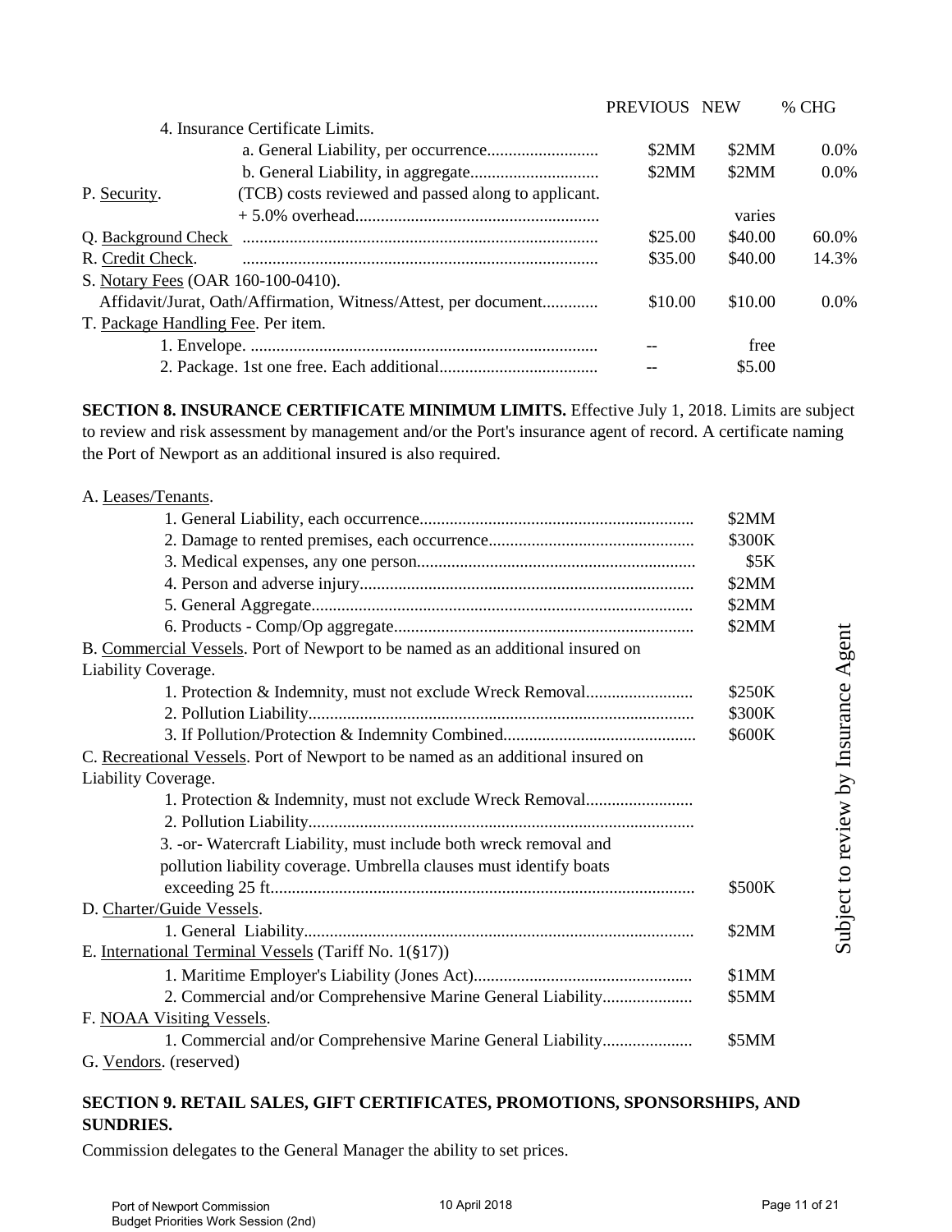| | PREVIOUS | NEW | % CHG |
|---|---|---|---|
| 4. Insurance Certificate Limits. | | | |
| a. General Liability, per occurrence | $2MM | $2MM | 0.0% |
| b. General Liability, in aggregate | $2MM | $2MM | 0.0% |
| P. Security. (TCB) costs reviewed and passed along to applicant. + 5.0% overhead | | varies | |
| Q. Background Check | $25.00 | $40.00 | 60.0% |
| R. Credit Check. | $35.00 | $40.00 | 14.3% |
| S. Notary Fees (OAR 160-100-0410). | | | |
| Affidavit/Jurat, Oath/Affirmation, Witness/Attest, per document | $10.00 | $10.00 | 0.0% |
| T. Package Handling Fee. Per item. | | | |
| 1. Envelope. | -- | free | |
| 2. Package. 1st one free. Each additional | -- | $5.00 | |

**SECTION 8. INSURANCE CERTIFICATE MINIMUM LIMITS.** Effective July 1, 2018. Limits are subject to review and risk assessment by management and/or the Port's insurance agent of record. A certificate naming the Port of Newport as an additional insured is also required.

*Subject to review by Insurance Agent*

| | |
|---|---|
| A. Leases/Tenants. | |
| 1. General Liability, each occurrence | $2MM |
| 2. Damage to rented premises, each occurrence | $300K |
| 3. Medical expenses, any one person | $5K |
| 4. Person and adverse injury | $2MM |
| 5. General Aggregate | $2MM |
| 6. Products - Comp/Op aggregate | $2MM |
| B. Commercial Vessels. Port of Newport to be named as an additional insured on Liability Coverage. | |
| 1. Protection & Indemnity, must not exclude Wreck Removal | $250K |
| 2. Pollution Liability | $300K |
| 3. If Pollution/Protection & Indemnity Combined | $600K |
| C. Recreational Vessels. Port of Newport to be named as an additional insured on Liability Coverage. | |
| 1. Protection & Indemnity, must not exclude Wreck Removal | |
| 2. Pollution Liability | |
| 3. -or- Watercraft Liability, must include both wreck removal and pollution liability coverage. Umbrella clauses must identify boats exceeding 25 ft. | $500K |
| D. Charter/Guide Vessels. | |
| 1. General Liability | $2MM |
| E. International Terminal Vessels (Tariff No. 1(§17)) | |
| 1. Maritime Employer's Liability (Jones Act) | $1MM |
| 2. Commercial and/or Comprehensive Marine General Liability | $5MM |
| F. NOAA Visiting Vessels. | |
| 1. Commercial and/or Comprehensive Marine General Liability | $5MM |
| G. Vendors. (reserved) | |

**SECTION 9. RETAIL SALES, GIFT CERTIFICATES, PROMOTIONS, SPONSORSHIPS, AND SUNDRIES.**

Commission delegates to the General Manager the ability to set prices.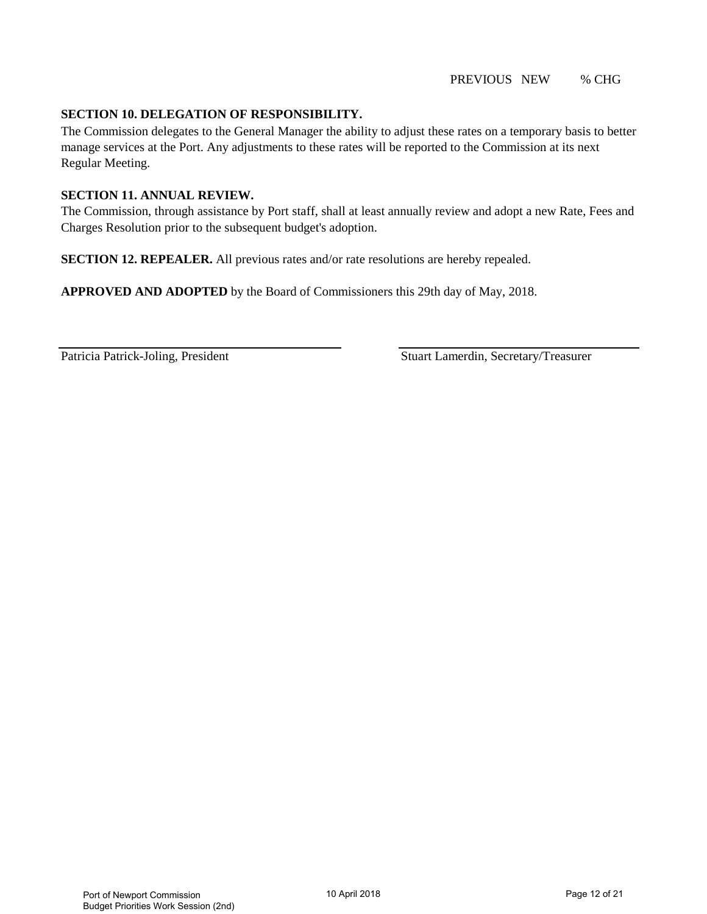PREVIOUS NEW % CHG

**SECTION 10. DELEGATION OF RESPONSIBILITY.**

The Commission delegates to the General Manager the ability to adjust these rates on a temporary basis to better manage services at the Port. Any adjustments to these rates will be reported to the Commission at its next Regular Meeting.

**SECTION 11. ANNUAL REVIEW.**

The Commission, through assistance by Port staff, shall at least annually review and adopt a new Rate, Fees and Charges Resolution prior to the subsequent budget's adoption.

**SECTION 12. REPEALER.** All previous rates and/or rate resolutions are hereby repealed.

**APPROVED AND ADOPTED** by the Board of Commissioners this 29th day of May, 2018.

Patricia Patrick-Joling, President

Stuart Lamerdin, Secretary/Treasurer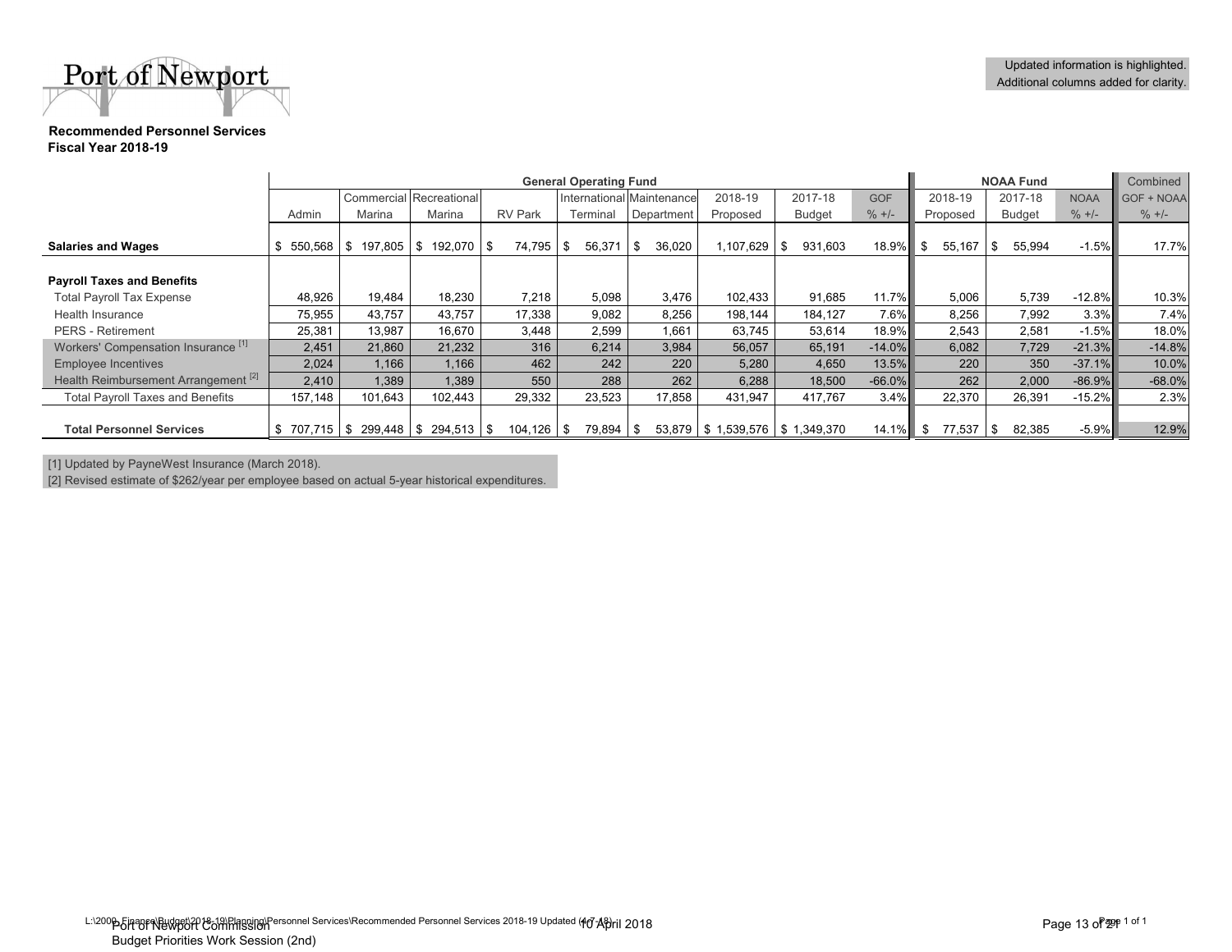Port of Newport

Updated information is highlighted.
Additional columns added for clarity.

**Recommended Personnel Services**
**Fiscal Year 2018-19**

| | General Operating Fund | | | | | | | | | NOAA Fund | | | Combined |
|---|---|---|---|---|---|---|---|---|---|---|---|---|---|
| | Admin | Commercial Marina | Recreational Marina | RV Park | International Terminal | Maintenance Department | 2018-19 Proposed | 2017-18 Budget | GOF % +/- | 2018-19 Proposed | 2017-18 Budget | NOAA % +/- | GOF + NOAA % +/- |
| **Salaries and Wages** | $ 550,568 | $ 197,805 | $ 192,070 | $ 74,795 | $ 56,371 | $ 36,020 | 1,107,629 | $ 931,603 | 18.9% | $ 55,167 | $ 55,994 | -1.5% | 17.7% |
| **Payroll Taxes and Benefits** | | | | | | | | | | | | | |
| Total Payroll Tax Expense | 48,926 | 19,484 | 18,230 | 7,218 | 5,098 | 3,476 | 102,433 | 91,685 | 11.7% | 5,006 | 5,739 | -12.8% | 10.3% |
| Health Insurance | 75,955 | 43,757 | 43,757 | 17,338 | 9,082 | 8,256 | 198,144 | 184,127 | 7.6% | 8,256 | 7,992 | 3.3% | 7.4% |
| PERS - Retirement | 25,381 | 13,987 | 16,670 | 3,448 | 2,599 | 1,661 | 63,745 | 53,614 | 18.9% | 2,543 | 2,581 | -1.5% | 18.0% |
| Workers' Compensation Insurance [1] | 2,451 | 21,860 | 21,232 | 316 | 6,214 | 3,984 | 56,057 | 65,191 | -14.0% | 6,082 | 7,729 | -21.3% | -14.8% |
| Employee Incentives | 2,024 | 1,166 | 1,166 | 462 | 242 | 220 | 5,280 | 4,650 | 13.5% | 220 | 350 | -37.1% | 10.0% |
| Health Reimbursement Arrangement [2] | 2,410 | 1,389 | 1,389 | 550 | 288 | 262 | 6,288 | 18,500 | -66.0% | 262 | 2,000 | -86.9% | -68.0% |
| Total Payroll Taxes and Benefits | 157,148 | 101,643 | 102,443 | 29,332 | 23,523 | 17,858 | 431,947 | 417,767 | 3.4% | 22,370 | 26,391 | -15.2% | 2.3% |
| **Total Personnel Services** | $ 707,715 | $ 299,448 | $ 294,513 | $ 104,126 | $ 79,894 | $ 53,879 | $ 1,539,576 | $ 1,349,370 | 14.1% | $ 77,537 | $ 82,385 | -5.9% | 12.9% |

[1] Updated by PayneWest Insurance (March 2018).
[2] Revised estimate of $262/year per employee based on actual 5-year historical expenditures.

L:\2000 Finance\Budget\2018-19\Planning\Personnel Services\Recommended Personnel Services 2018-19 Updated (4-7-18)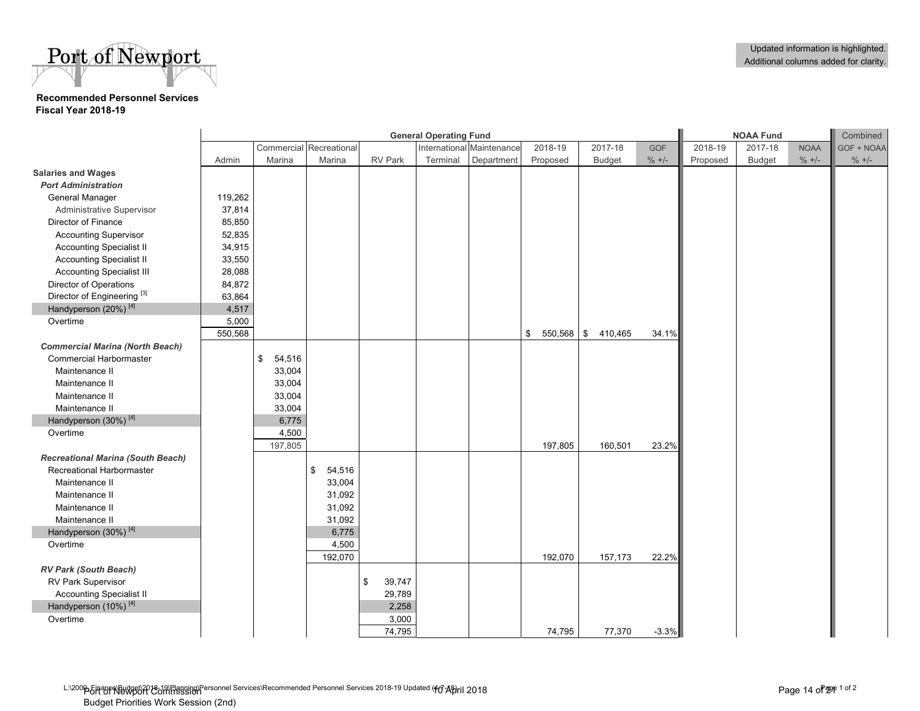Port of Newport

**Recommended Personnel Services**
**Fiscal Year 2018-19**

Updated information is highlighted.
Additional columns added for clarity.

| | General Operating Fund | | | | | | | | | NOAA Fund | | | Combined |
|---|---|---|---|---|---|---|---|---|---|---|---|---|---|
| | Admin | Commercial Marina | Recreational Marina | RV Park | International Terminal | Maintenance Department | 2018-19 Proposed | 2017-18 Budget | GOF % +/- | 2018-19 Proposed | 2017-18 Budget | NOAA % +/- | GOF + NOAA % +/- |
| **Salaries and Wages** | | | | | | | | | | | | | |
| ***Port Administration*** | | | | | | | | | | | | | |
| General Manager | 119,262 | | | | | | | | | | | | |
| Administrative Supervisor | 37,814 | | | | | | | | | | | | |
| Director of Finance | 85,850 | | | | | | | | | | | | |
| Accounting Supervisor | 52,835 | | | | | | | | | | | | |
| Accounting Specialist II | 34,915 | | | | | | | | | | | | |
| Accounting Specialist II | 33,550 | | | | | | | | | | | | |
| Accounting Specialist III | 28,088 | | | | | | | | | | | | |
| Director of Operations | 84,872 | | | | | | | | | | | | |
| Director of Engineering [3] | 63,864 | | | | | | | | | | | | |
| Handyperson (20%) [4] | 4,517 | | | | | | | | | | | | |
| Overtime | 5,000 | | | | | | | | | | | | |
| | 550,568 | | | | | | $ 550,568 | $ 410,465 | 34.1% | | | | |
| ***Commercial Marina (North Beach)*** | | | | | | | | | | | | | |
| Commercial Harbormaster | | $ 54,516 | | | | | | | | | | | |
| Maintenance II | | 33,004 | | | | | | | | | | | |
| Maintenance II | | 33,004 | | | | | | | | | | | |
| Maintenance II | | 33,004 | | | | | | | | | | | |
| Maintenance II | | 33,004 | | | | | | | | | | | |
| Handyperson (30%) [4] | | 6,775 | | | | | | | | | | | |
| Overtime | | 4,500 | | | | | | | | | | | |
| | | 197,805 | | | | | 197,805 | 160,501 | 23.2% | | | | |
| ***Recreational Marina (South Beach)*** | | | | | | | | | | | | | |
| Recreational Harbormaster | | | $ 54,516 | | | | | | | | | | |
| Maintenance II | | | 33,004 | | | | | | | | | | |
| Maintenance II | | | 31,092 | | | | | | | | | | |
| Maintenance II | | | 31,092 | | | | | | | | | | |
| Maintenance II | | | 31,092 | | | | | | | | | | |
| Handyperson (30%) [4] | | | 6,775 | | | | | | | | | | |
| Overtime | | | 4,500 | | | | | | | | | | |
| | | | 192,070 | | | | 192,070 | 157,173 | 22.2% | | | | |
| ***RV Park (South Beach)*** | | | | | | | | | | | | | |
| RV Park Supervisor | | | | $ 39,747 | | | | | | | | | |
| Accounting Specialist II | | | | 29,789 | | | | | | | | | |
| Handyperson (10%) [4] | | | | 2,258 | | | | | | | | | |
| Overtime | | | | 3,000 | | | | | | | | | |
| | | | | 74,795 | | | 74,795 | 77,370 | -3.3% | | | | |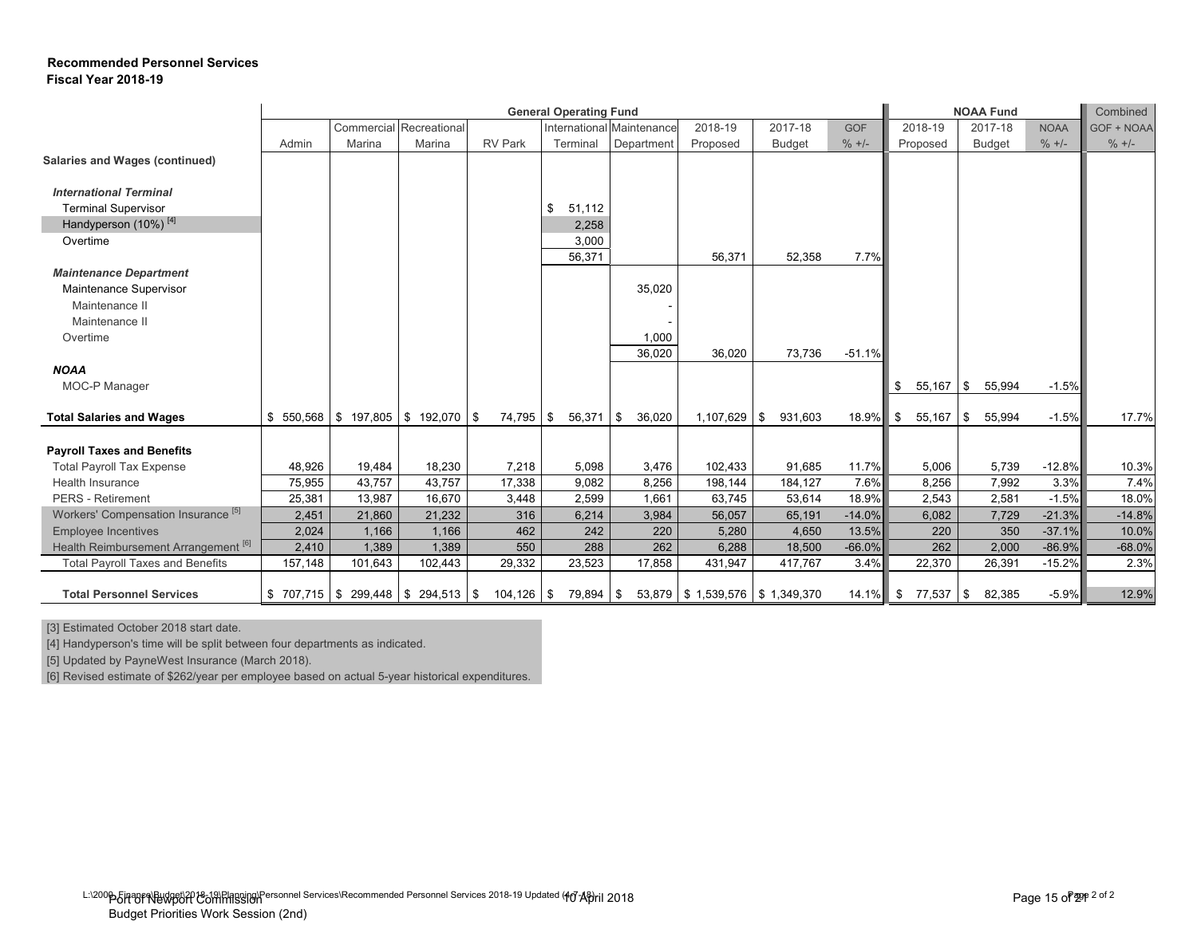**Recommended Personnel Services**
**Fiscal Year 2018-19**

| | General Operating Fund | | | | | | | | | NOAA Fund | | | Combined |
|---|---|---|---|---|---|---|---|---|---|---|---|---|---|
| | Admin | Commercial Marina | Recreational Marina | RV Park | International Terminal | Maintenance Department | 2018-19 Proposed | 2017-18 Budget | GOF % +/- | 2018-19 Proposed | 2017-18 Budget | NOAA % +/- | GOF + NOAA % +/- |
| **Salaries and Wages (continued)** | | | | | | | | | | | | | |
| ***International Terminal*** | | | | | | | | | | | | | |
| Terminal Supervisor | | | | | $ 51,112 | | | | | | | | |
| Handyperson (10%) [4] | | | | | 2,258 | | | | | | | | |
| Overtime | | | | | 3,000 | | | | | | | | |
| | | | | | 56,371 | | 56,371 | 52,358 | 7.7% | | | | |
| ***Maintenance Department*** | | | | | | | | | | | | | |
| Maintenance Supervisor | | | | | | 35,020 | | | | | | | |
| Maintenance II | | | | | | - | | | | | | | |
| Maintenance II | | | | | | - | | | | | | | |
| Overtime | | | | | | 1,000 | | | | | | | |
| | | | | | | 36,020 | 36,020 | 73,736 | -51.1% | | | | |
| ***NOAA*** | | | | | | | | | | | | | |
| MOC-P Manager | | | | | | | | | | $ 55,167 | $ 55,994 | -1.5% | |
| **Total Salaries and Wages** | $ 550,568 | $ 197,805 | $ 192,070 | $ 74,795 | $ 56,371 | $ 36,020 | 1,107,629 | $ 931,603 | 18.9% | $ 55,167 | $ 55,994 | -1.5% | 17.7% |
| **Payroll Taxes and Benefits** | | | | | | | | | | | | | |
| Total Payroll Tax Expense | 48,926 | 19,484 | 18,230 | 7,218 | 5,098 | 3,476 | 102,433 | 91,685 | 11.7% | 5,006 | 5,739 | -12.8% | 10.3% |
| Health Insurance | 75,955 | 43,757 | 43,757 | 17,338 | 9,082 | 8,256 | 198,144 | 184,127 | 7.6% | 8,256 | 7,992 | 3.3% | 7.4% |
| PERS - Retirement | 25,381 | 13,987 | 16,670 | 3,448 | 2,599 | 1,661 | 63,745 | 53,614 | 18.9% | 2,543 | 2,581 | -1.5% | 18.0% |
| Workers' Compensation Insurance [5] | 2,451 | 21,860 | 21,232 | 316 | 6,214 | 3,984 | 56,057 | 65,191 | -14.0% | 6,082 | 7,729 | -21.3% | -14.8% |
| Employee Incentives | 2,024 | 1,166 | 1,166 | 462 | 242 | 220 | 5,280 | 4,650 | 13.5% | 220 | 350 | -37.1% | 10.0% |
| Health Reimbursement Arrangement [6] | 2,410 | 1,389 | 1,389 | 550 | 288 | 262 | 6,288 | 18,500 | -66.0% | 262 | 2,000 | -86.9% | -68.0% |
| Total Payroll Taxes and Benefits | 157,148 | 101,643 | 102,443 | 29,332 | 23,523 | 17,858 | 431,947 | 417,767 | 3.4% | 22,370 | 26,391 | -15.2% | 2.3% |
| **Total Personnel Services** | $ 707,715 | $ 299,448 | $ 294,513 | $ 104,126 | $ 79,894 | $ 53,879 | $ 1,539,576 | $ 1,349,370 | 14.1% | $ 77,537 | $ 82,385 | -5.9% | 12.9% |

[3] Estimated October 2018 start date.

[4] Handyperson's time will be split between four departments as indicated.

[5] Updated by PayneWest Insurance (March 2018).

[6] Revised estimate of $262/year per employee based on actual 5-year historical expenditures.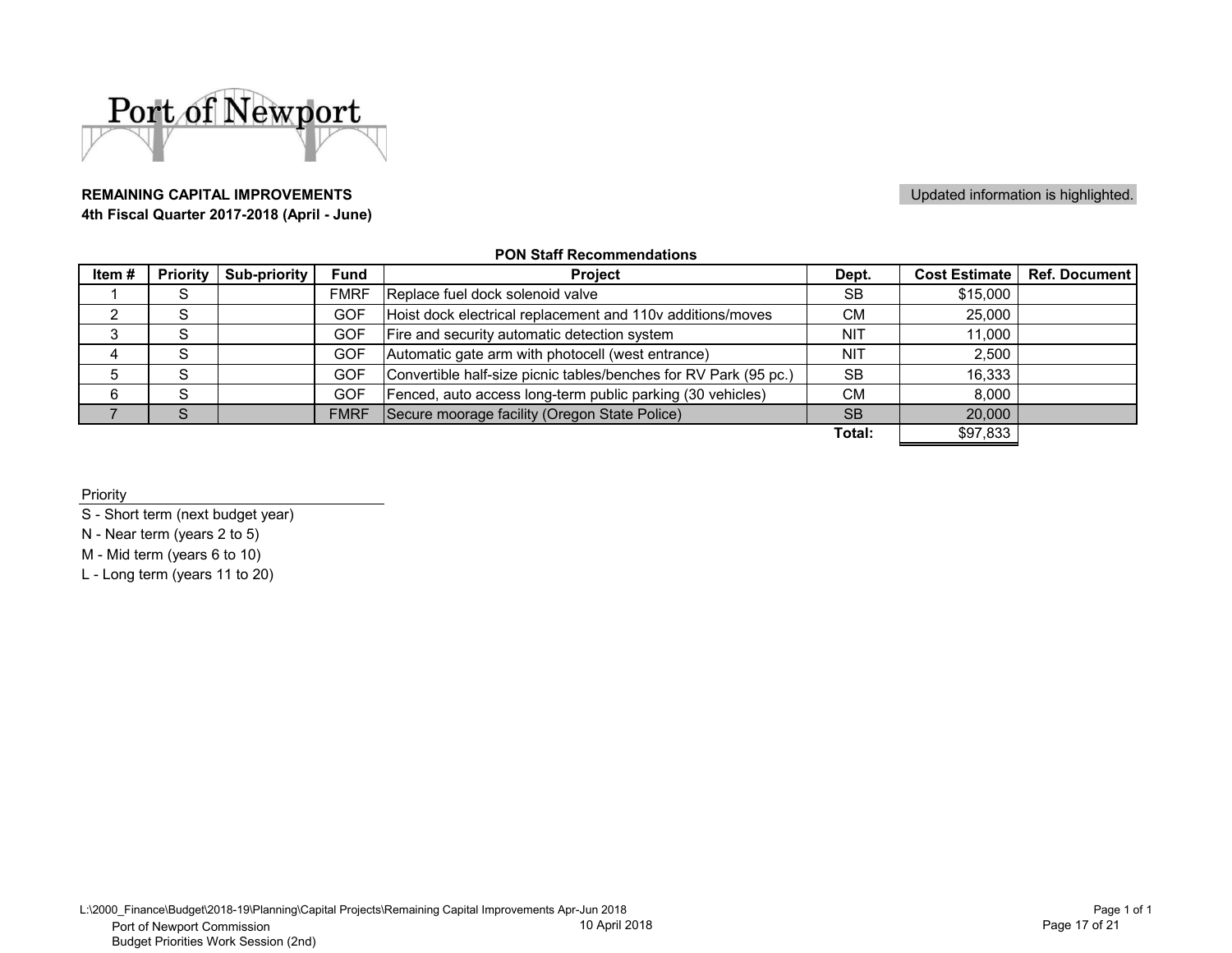Port of Newport

**REMAINING CAPITAL IMPROVEMENTS**
**4th Fiscal Quarter 2017-2018 (April - June)**

Updated information is highlighted.

**PON Staff Recommendations**

| Item # | Priority | Sub-priority | Fund | Project | Dept. | Cost Estimate | Ref. Document |
|---|---|---|---|---|---|---|---|
| 1 | S | | FMRF | Replace fuel dock solenoid valve | SB | $15,000 | |
| 2 | S | | GOF | Hoist dock electrical replacement and 110v additions/moves | CM | 25,000 | |
| 3 | S | | GOF | Fire and security automatic detection system | NIT | 11,000 | |
| 4 | S | | GOF | Automatic gate arm with photocell (west entrance) | NIT | 2,500 | |
| 5 | S | | GOF | Convertible half-size picnic tables/benches for RV Park (95 pc.) | SB | 16,333 | |
| 6 | S | | GOF | Fenced, auto access long-term public parking (30 vehicles) | CM | 8,000 | |
| 7 | S | | FMRF | Secure moorage facility (Oregon State Police) | SB | 20,000 | |
| | | | | | **Total:** | $97,833 | |

Priority

- S - Short term (next budget year)
- N - Near term (years 2 to 5)
- M - Mid term (years 6 to 10)
- L - Long term (years 11 to 20)

L:\2000_Finance\Budget\2018-19\Planning\Capital Projects\Remaining Capital Improvements Apr-Jun 2018

Port of Newport Commission
Budget Priorities Work Session (2nd)

10 April 2018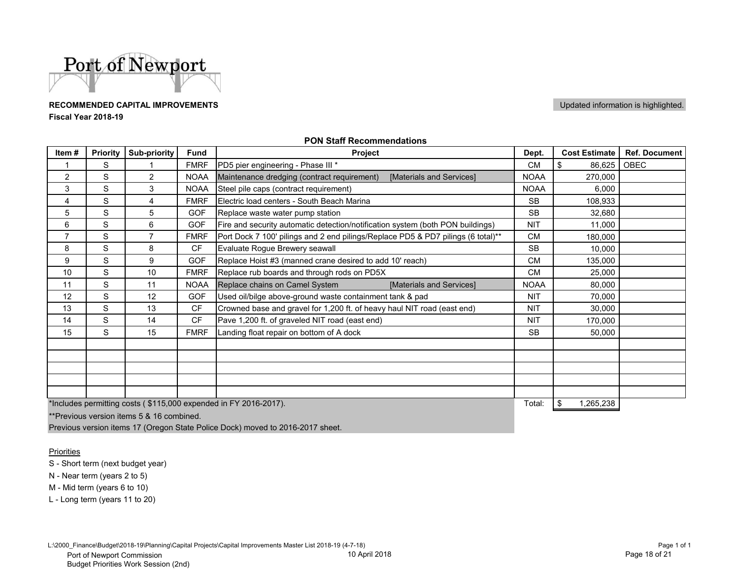Port of Newport

**RECOMMENDED CAPITAL IMPROVEMENTS**

**Fiscal Year 2018-19**

Updated information is highlighted.

**PON Staff Recommendations**

| Item # | Priority | Sub-priority | Fund | Project | Dept. | Cost Estimate | Ref. Document |
|---|---|---|---|---|---|---|---|
| 1 | S | 1 | FMRF | PD5 pier engineering - Phase III * | CM | $ 86,625 | OBEC |
| 2 | S | 2 | NOAA | Maintenance dredging (contract requirement) [Materials and Services] | NOAA | 270,000 | |
| 3 | S | 3 | NOAA | Steel pile caps (contract requirement) | NOAA | 6,000 | |
| 4 | S | 4 | FMRF | Electric load centers - South Beach Marina | SB | 108,933 | |
| 5 | S | 5 | GOF | Replace waste water pump station | SB | 32,680 | |
| 6 | S | 6 | GOF | Fire and security automatic detection/notification system (both PON buildings) | NIT | 11,000 | |
| 7 | S | 7 | FMRF | Port Dock 7 100' pilings and 2 end pilings/Replace PD5 & PD7 pilings (6 total)** | CM | 180,000 | |
| 8 | S | 8 | CF | Evaluate Rogue Brewery seawall | SB | 10,000 | |
| 9 | S | 9 | GOF | Replace Hoist #3 (manned crane desired to add 10' reach) | CM | 135,000 | |
| 10 | S | 10 | FMRF | Replace rub boards and through rods on PD5X | CM | 25,000 | |
| 11 | S | 11 | NOAA | Replace chains on Camel System [Materials and Services] | NOAA | 80,000 | |
| 12 | S | 12 | GOF | Used oil/bilge above-ground waste containment tank & pad | NIT | 70,000 | |
| 13 | S | 13 | CF | Crowned base and gravel for 1,200 ft. of heavy haul NIT road (east end) | NIT | 30,000 | |
| 14 | S | 14 | CF | Pave 1,200 ft. of graveled NIT road (east end) | NIT | 170,000 | |
| 15 | S | 15 | FMRF | Landing float repair on bottom of A dock | SB | 50,000 | |
| | | | | | | | |
| | | | | | | | |
| | | | | | | | |
| | | | | | | | |
| | | | | | | | |
| | | | | | Total: | $ 1,265,238 | |

*Includes permitting costs ( $115,000 expended in FY 2016-2017).

**Previous version items 5 & 16 combined.

Previous version items 17 (Oregon State Police Dock) moved to 2016-2017 sheet.

Priorities

S - Short term (next budget year)

N - Near term (years 2 to 5)

M - Mid term (years 6 to 10)

L - Long term (years 11 to 20)

L:\2000_Finance\Budget\2018-19\Planning\Capital Projects\Capital Improvements Master List 2018-19 (4-7-18)

Port of Newport Commission
Budget Priorities Work Session (2nd)

10 April 2018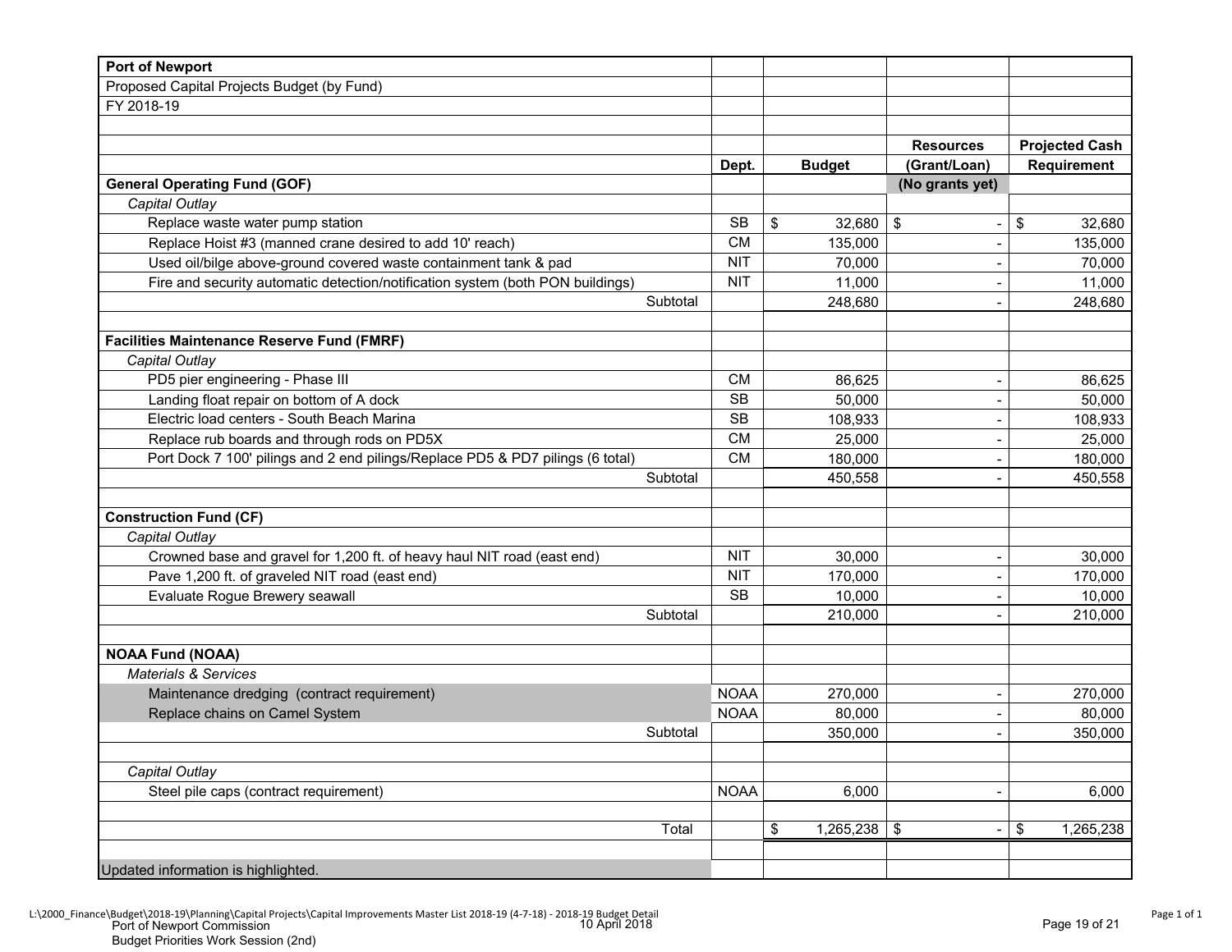| Port of Newport | | | | |
|---|---|---|---|---|
| Proposed Capital Projects Budget (by Fund) | | | | |
| FY 2018-19 | | | | |
| | | | **Resources** | **Projected Cash** |
| | **Dept.** | **Budget** | **(Grant/Loan)** | **Requirement** |
| **General Operating Fund (GOF)** | | | **(No grants yet)** | |
| *Capital Outlay* | | | | |
| Replace waste water pump station | SB | $ 32,680 | $ - | $ 32,680 |
| Replace Hoist #3 (manned crane desired to add 10' reach) | CM | 135,000 | - | 135,000 |
| Used oil/bilge above-ground covered waste containment tank & pad | NIT | 70,000 | - | 70,000 |
| Fire and security automatic detection/notification system (both PON buildings) | NIT | 11,000 | - | 11,000 |
| Subtotal | | 248,680 | - | 248,680 |
| | | | | |
| **Facilities Maintenance Reserve Fund (FMRF)** | | | | |
| *Capital Outlay* | | | | |
| PD5 pier engineering - Phase III | CM | 86,625 | - | 86,625 |
| Landing float repair on bottom of A dock | SB | 50,000 | - | 50,000 |
| Electric load centers - South Beach Marina | SB | 108,933 | - | 108,933 |
| Replace rub boards and through rods on PD5X | CM | 25,000 | - | 25,000 |
| Port Dock 7 100' pilings and 2 end pilings/Replace PD5 & PD7 pilings (6 total) | CM | 180,000 | - | 180,000 |
| Subtotal | | 450,558 | - | 450,558 |
| | | | | |
| **Construction Fund (CF)** | | | | |
| *Capital Outlay* | | | | |
| Crowned base and gravel for 1,200 ft. of heavy haul NIT road (east end) | NIT | 30,000 | - | 30,000 |
| Pave 1,200 ft. of graveled NIT road (east end) | NIT | 170,000 | - | 170,000 |
| Evaluate Rogue Brewery seawall | SB | 10,000 | - | 10,000 |
| Subtotal | | 210,000 | - | 210,000 |
| | | | | |
| **NOAA Fund (NOAA)** | | | | |
| *Materials & Services* | | | | |
| Maintenance dredging (contract requirement) | NOAA | 270,000 | - | 270,000 |
| Replace chains on Camel System | NOAA | 80,000 | - | 80,000 |
| Subtotal | | 350,000 | - | 350,000 |
| | | | | |
| *Capital Outlay* | | | | |
| Steel pile caps (contract requirement) | NOAA | 6,000 | - | 6,000 |
| | | | | |
| Total | | $ 1,265,238 | $ - | $ 1,265,238 |
| | | | | |
| Updated information is highlighted. | | | | |

L:\2000_Finance\Budget\2018-19\Planning\Capital Projects\Capital Improvements Master List 2018-19 (4-7-18) - 2018-19 Budget Detail

Port of Newport Commission
Budget Priorities Work Session (2nd)
10 April 2018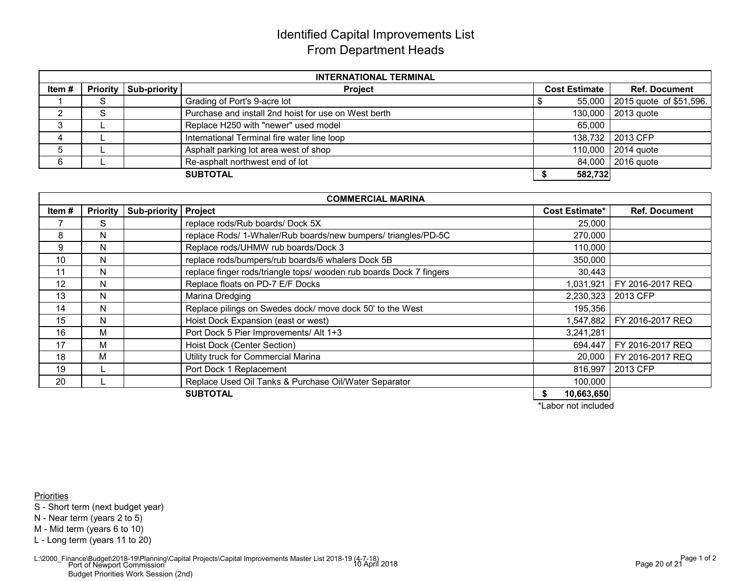# Identified Capital Improvements List
## From Department Heads

| INTERNATIONAL TERMINAL | | | | | |
|---|---|---|---|---|---|
| **Item #** | **Priority** | **Sub-priority** | **Project** | **Cost Estimate** | **Ref. Document** |
| 1 | S | | Grading of Port's 9-acre lot | $ 55,000 | 2015 quote of $51,596. |
| 2 | S | | Purchase and install 2nd hoist for use on West berth | 130,000 | 2013 quote |
| 3 | L | | Replace H250 with "newer" used model | 65,000 | |
| 4 | L | | International Terminal fire water line loop | 138,732 | 2013 CFP |
| 5 | L | | Asphalt parking lot area west of shop | 110,000 | 2014 quote |
| 6 | L | | Re-asphalt northwest end of lot | 84,000 | 2016 quote |
| | | | **SUBTOTAL** | **$ 582,732** | |

| COMMERCIAL MARINA | | | | | |
|---|---|---|---|---|---|
| **Item #** | **Priority** | **Sub-priority** | **Project** | **Cost Estimate*** | **Ref. Document** |
| 7 | S | | replace rods/Rub boards/ Dock 5X | 25,000 | |
| 8 | N | | replace Rods/ 1-Whaler/Rub boards/new bumpers/ triangles/PD-5C | 270,000 | |
| 9 | N | | Replace rods/UHMW rub boards/Dock 3 | 110,000 | |
| 10 | N | | replace rods/bumpers/rub boards/6 whalers Dock 5B | 350,000 | |
| 11 | N | | replace finger rods/triangle tops/ wooden rub boards Dock 7 fingers | 30,443 | |
| 12 | N | | Replace floats on PD-7 E/F Docks | 1,031,921 | FY 2016-2017 REQ |
| 13 | N | | Marina Dredging | 2,230,323 | 2013 CFP |
| 14 | N | | Replace pilings on Swedes dock/ move dock 50' to the West | 195,356 | |
| 15 | N | | Hoist Dock Expansion (east or west) | 1,547,882 | FY 2016-2017 REQ |
| 16 | M | | Port Dock 5 Pier Improvements/ Alt 1+3 | 3,241,281 | |
| 17 | M | | Hoist Dock (Center Section) | 694,447 | FY 2016-2017 REQ |
| 18 | M | | Utility truck for Commercial Marina | 20,000 | FY 2016-2017 REQ |
| 19 | L | | Port Dock 1 Replacement | 816,997 | 2013 CFP |
| 20 | L | | Replace Used Oil Tanks & Purchase Oil/Water Separator | 100,000 | |
| | | | **SUBTOTAL** | **$ 10,663,650** | |

*Labor not included

Priorities

S - Short term (next budget year)
N - Near term (years 2 to 5)
M - Mid term (years 6 to 10)
L - Long term (years 11 to 20)

L:\2000_Finance\Budget\2018-19\Planning\Capital Projects\Capital Improvements Master List 2018-19 (4-7-18)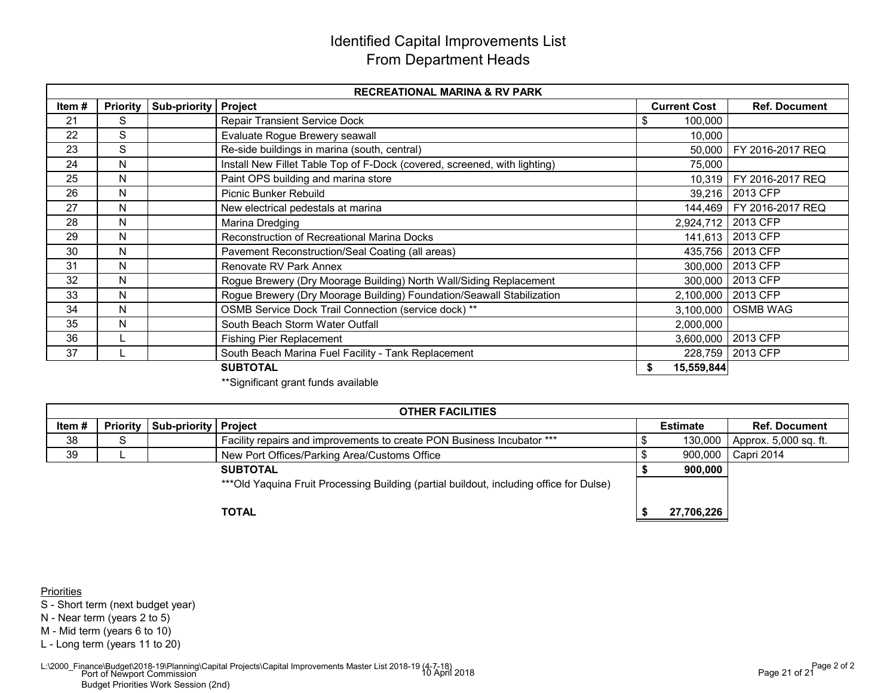# Identified Capital Improvements List
## From Department Heads

| RECREATIONAL MARINA & RV PARK | | | | | |
|---|---|---|---|---|---|
| **Item #** | **Priority** | **Sub-priority** | **Project** | **Current Cost** | **Ref. Document** |
| 21 | S | | Repair Transient Service Dock | $ 100,000 | |
| 22 | S | | Evaluate Rogue Brewery seawall | 10,000 | |
| 23 | S | | Re-side buildings in marina (south, central) | 50,000 | FY 2016-2017 REQ |
| 24 | N | | Install New Fillet Table Top of F-Dock (covered, screened, with lighting) | 75,000 | |
| 25 | N | | Paint OPS building and marina store | 10,319 | FY 2016-2017 REQ |
| 26 | N | | Picnic Bunker Rebuild | 39,216 | 2013 CFP |
| 27 | N | | New electrical pedestals at marina | 144,469 | FY 2016-2017 REQ |
| 28 | N | | Marina Dredging | 2,924,712 | 2013 CFP |
| 29 | N | | Reconstruction of Recreational Marina Docks | 141,613 | 2013 CFP |
| 30 | N | | Pavement Reconstruction/Seal Coating (all areas) | 435,756 | 2013 CFP |
| 31 | N | | Renovate RV Park Annex | 300,000 | 2013 CFP |
| 32 | N | | Rogue Brewery (Dry Moorage Building) North Wall/Siding Replacement | 300,000 | 2013 CFP |
| 33 | N | | Rogue Brewery (Dry Moorage Building) Foundation/Seawall Stabilization | 2,100,000 | 2013 CFP |
| 34 | N | | OSMB Service Dock Trail Connection (service dock) ** | 3,100,000 | OSMB WAG |
| 35 | N | | South Beach Storm Water Outfall | 2,000,000 | |
| 36 | L | | Fishing Pier Replacement | 3,600,000 | 2013 CFP |
| 37 | L | | South Beach Marina Fuel Facility - Tank Replacement | 228,759 | 2013 CFP |
| | | | **SUBTOTAL** | **$ 15,559,844** | |

**Significant grant funds available

| OTHER FACILITIES | | | | | |
|---|---|---|---|---|---|
| **Item #** | **Priority** | **Sub-priority** | **Project** | **Estimate** | **Ref. Document** |
| 38 | S | | Facility repairs and improvements to create PON Business Incubator *** | $ 130,000 | Approx. 5,000 sq. ft. |
| 39 | L | | New Port Offices/Parking Area/Customs Office | $ 900,000 | Capri 2014 |
| | | | **SUBTOTAL** | **$ 900,000** | |
| | | | ***Old Yaquina Fruit Processing Building (partial buildout, including office for Dulse) | | |
| | | | **TOTAL** | **$ 27,706,226** | |

Priorities

- S - Short term (next budget year)
- N - Near term (years 2 to 5)
- M - Mid term (years 6 to 10)
- L - Long term (years 11 to 20)

L:\2000_Finance\Budget\2018-19\Planning\Capital Projects\Capital Improvements Master List 2018-19 (4-7-18)